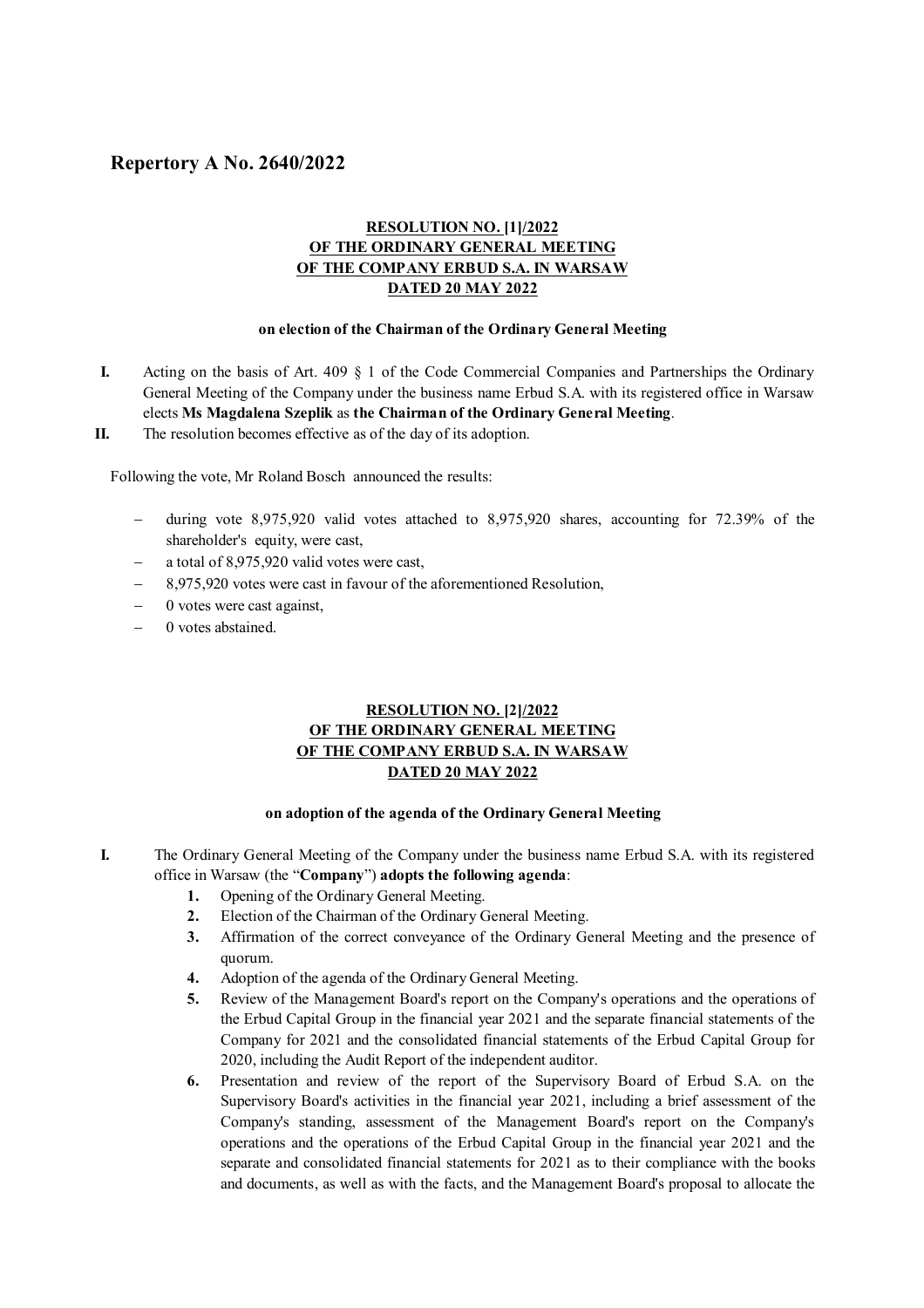# Repertory A No. 2640/2022

**RESOLUTION NO. [1]/2022**
**OF THE ORDINARY GENERAL MEETING**
**OF THE COMPANY ERBUD S.A. IN WARSAW**
**DATED 20 MAY 2022**

**on election of the Chairman of the Ordinary General Meeting**

**I.** Acting on the basis of Art. 409 § 1 of the Code Commercial Companies and Partnerships the Ordinary General Meeting of the Company under the business name Erbud S.A. with its registered office in Warsaw elects **Ms Magdalena Szeplik** as **the Chairman of the Ordinary General Meeting**.

**II.** The resolution becomes effective as of the day of its adoption.

Following the vote, Mr Roland Bosch announced the results:

- during vote 8,975,920 valid votes attached to 8,975,920 shares, accounting for 72.39% of the shareholder's equity, were cast,
- a total of 8,975,920 valid votes were cast,
- 8,975,920 votes were cast in favour of the aforementioned Resolution,
- 0 votes were cast against,
- 0 votes abstained.

**RESOLUTION NO. [2]/2022**
**OF THE ORDINARY GENERAL MEETING**
**OF THE COMPANY ERBUD S.A. IN WARSAW**
**DATED 20 MAY 2022**

**on adoption of the agenda of the Ordinary General Meeting**

**I.** The Ordinary General Meeting of the Company under the business name Erbud S.A. with its registered office in Warsaw (the "**Company**") **adopts the following agenda**:

1. Opening of the Ordinary General Meeting.
2. Election of the Chairman of the Ordinary General Meeting.
3. Affirmation of the correct conveyance of the Ordinary General Meeting and the presence of quorum.
4. Adoption of the agenda of the Ordinary General Meeting.
5. Review of the Management Board's report on the Company's operations and the operations of the Erbud Capital Group in the financial year 2021 and the separate financial statements of the Company for 2021 and the consolidated financial statements of the Erbud Capital Group for 2020, including the Audit Report of the independent auditor.
6. Presentation and review of the report of the Supervisory Board of Erbud S.A. on the Supervisory Board's activities in the financial year 2021, including a brief assessment of the Company's standing, assessment of the Management Board's report on the Company's operations and the operations of the Erbud Capital Group in the financial year 2021 and the separate and consolidated financial statements for 2021 as to their compliance with the books and documents, as well as with the facts, and the Management Board's proposal to allocate the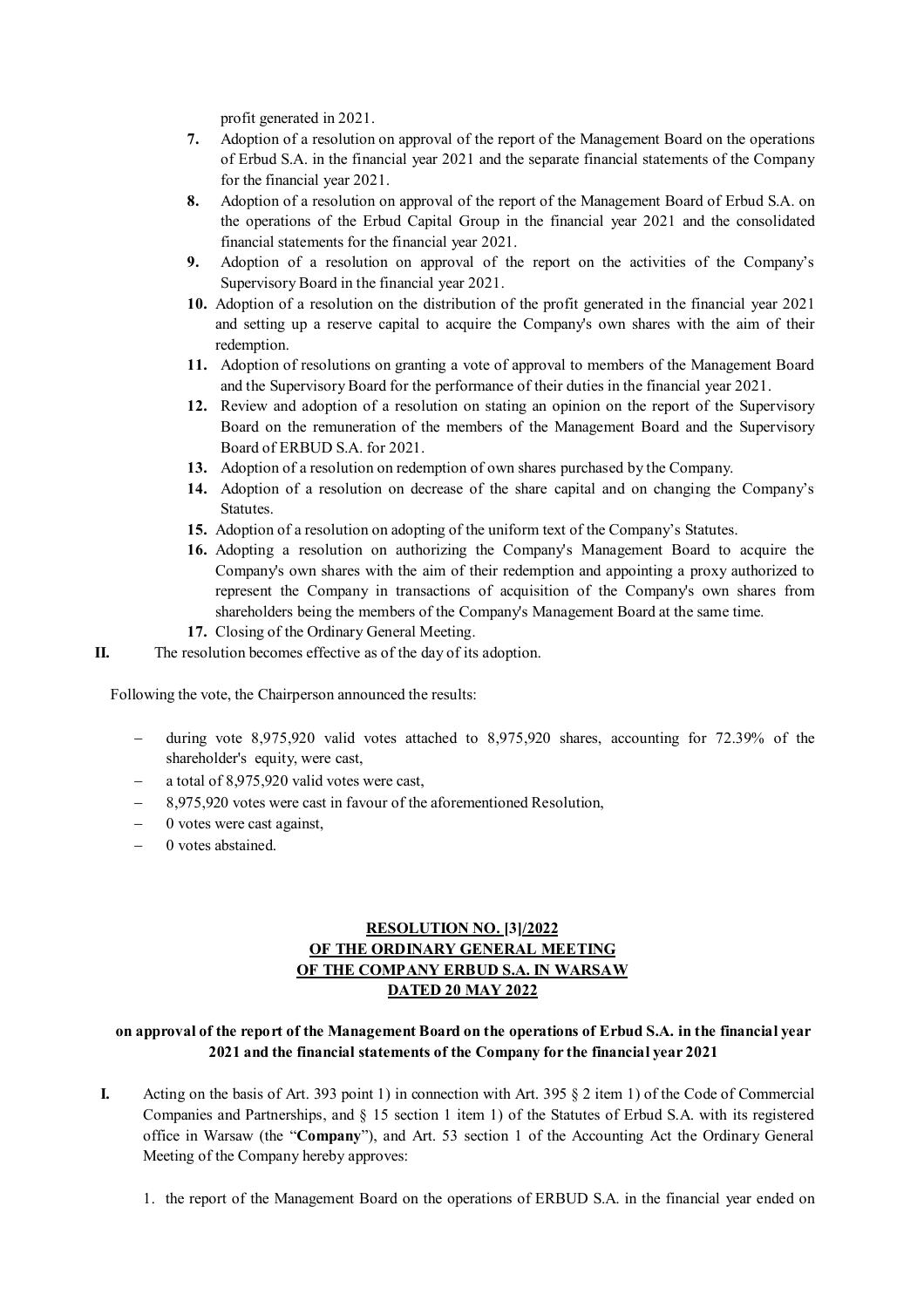profit generated in 2021.

7. Adoption of a resolution on approval of the report of the Management Board on the operations of Erbud S.A. in the financial year 2021 and the separate financial statements of the Company for the financial year 2021.
8. Adoption of a resolution on approval of the report of the Management Board of Erbud S.A. on the operations of the Erbud Capital Group in the financial year 2021 and the consolidated financial statements for the financial year 2021.
9. Adoption of a resolution on approval of the report on the activities of the Company's Supervisory Board in the financial year 2021.
10. Adoption of a resolution on the distribution of the profit generated in the financial year 2021 and setting up a reserve capital to acquire the Company's own shares with the aim of their redemption.
11. Adoption of resolutions on granting a vote of approval to members of the Management Board and the Supervisory Board for the performance of their duties in the financial year 2021.
12. Review and adoption of a resolution on stating an opinion on the report of the Supervisory Board on the remuneration of the members of the Management Board and the Supervisory Board of ERBUD S.A. for 2021.
13. Adoption of a resolution on redemption of own shares purchased by the Company.
14. Adoption of a resolution on decrease of the share capital and on changing the Company's Statutes.
15. Adoption of a resolution on adopting of the uniform text of the Company's Statutes.
16. Adopting a resolution on authorizing the Company's Management Board to acquire the Company's own shares with the aim of their redemption and appointing a proxy authorized to represent the Company in transactions of acquisition of the Company's own shares from shareholders being the members of the Company's Management Board at the same time.
17. Closing of the Ordinary General Meeting.

**II.** The resolution becomes effective as of the day of its adoption.

Following the vote, the Chairperson announced the results:

- during vote 8,975,920 valid votes attached to 8,975,920 shares, accounting for 72.39% of the shareholder's equity, were cast,
- a total of 8,975,920 valid votes were cast,
- 8,975,920 votes were cast in favour of the aforementioned Resolution,
- 0 votes were cast against,
- 0 votes abstained.

**RESOLUTION NO. [3]/2022**
**OF THE ORDINARY GENERAL MEETING**
**OF THE COMPANY ERBUD S.A. IN WARSAW**
**DATED 20 MAY 2022**

**on approval of the report of the Management Board on the operations of Erbud S.A. in the financial year 2021 and the financial statements of the Company for the financial year 2021**

**I.** Acting on the basis of Art. 393 point 1) in connection with Art. 395 § 2 item 1) of the Code of Commercial Companies and Partnerships, and § 15 section 1 item 1) of the Statutes of Erbud S.A. with its registered office in Warsaw (the "**Company**"), and Art. 53 section 1 of the Accounting Act the Ordinary General Meeting of the Company hereby approves:

1. the report of the Management Board on the operations of ERBUD S.A. in the financial year ended on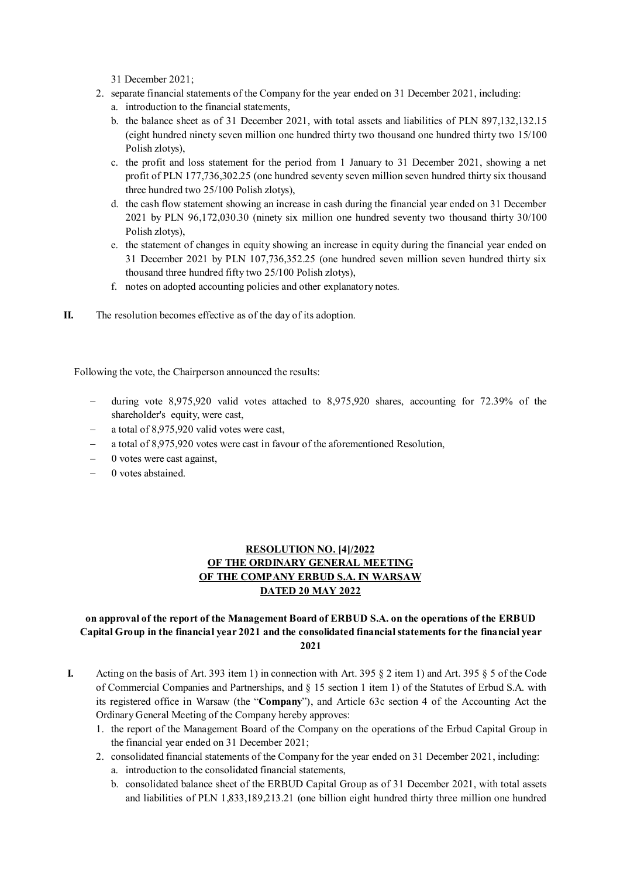31 December 2021;

2. separate financial statements of the Company for the year ended on 31 December 2021, including:
   a. introduction to the financial statements,
   b. the balance sheet as of 31 December 2021, with total assets and liabilities of PLN 897,132,132.15 (eight hundred ninety seven million one hundred thirty two thousand one hundred thirty two 15/100 Polish zlotys),
   c. the profit and loss statement for the period from 1 January to 31 December 2021, showing a net profit of PLN 177,736,302.25 (one hundred seventy seven million seven hundred thirty six thousand three hundred two 25/100 Polish zlotys),
   d. the cash flow statement showing an increase in cash during the financial year ended on 31 December 2021 by PLN 96,172,030.30 (ninety six million one hundred seventy two thousand thirty 30/100 Polish zlotys),
   e. the statement of changes in equity showing an increase in equity during the financial year ended on 31 December 2021 by PLN 107,736,352.25 (one hundred seven million seven hundred thirty six thousand three hundred fifty two 25/100 Polish zlotys),
   f. notes on adopted accounting policies and other explanatory notes.

**II.** The resolution becomes effective as of the day of its adoption.

Following the vote, the Chairperson announced the results:

- during vote 8,975,920 valid votes attached to 8,975,920 shares, accounting for 72.39% of the shareholder's equity, were cast,
- a total of 8,975,920 valid votes were cast,
- a total of 8,975,920 votes were cast in favour of the aforementioned Resolution,
- 0 votes were cast against,
- 0 votes abstained.

**RESOLUTION NO. [4]/2022**
**OF THE ORDINARY GENERAL MEETING**
**OF THE COMPANY ERBUD S.A. IN WARSAW**
**DATED 20 MAY 2022**

**on approval of the report of the Management Board of ERBUD S.A. on the operations of the ERBUD Capital Group in the financial year 2021 and the consolidated financial statements for the financial year 2021**

**I.** Acting on the basis of Art. 393 item 1) in connection with Art. 395 § 2 item 1) and Art. 395 § 5 of the Code of Commercial Companies and Partnerships, and § 15 section 1 item 1) of the Statutes of Erbud S.A. with its registered office in Warsaw (the "**Company**"), and Article 63c section 4 of the Accounting Act the Ordinary General Meeting of the Company hereby approves:

1. the report of the Management Board of the Company on the operations of the Erbud Capital Group in the financial year ended on 31 December 2021;
2. consolidated financial statements of the Company for the year ended on 31 December 2021, including:
   a. introduction to the consolidated financial statements,
   b. consolidated balance sheet of the ERBUD Capital Group as of 31 December 2021, with total assets and liabilities of PLN 1,833,189,213.21 (one billion eight hundred thirty three million one hundred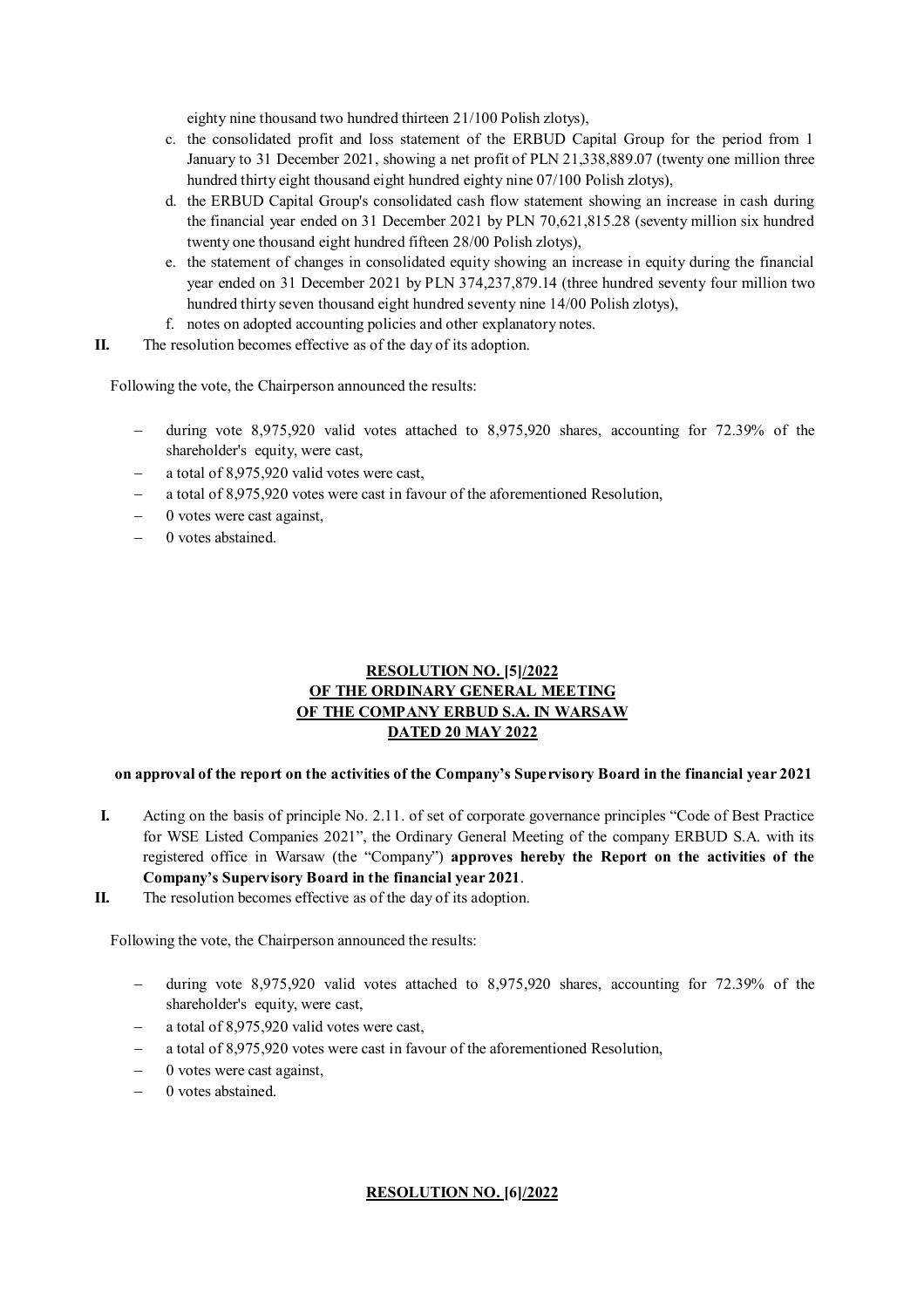eighty nine thousand two hundred thirteen 21/100 Polish zlotys),

c. the consolidated profit and loss statement of the ERBUD Capital Group for the period from 1 January to 31 December 2021, showing a net profit of PLN 21,338,889.07 (twenty one million three hundred thirty eight thousand eight hundred eighty nine 07/100 Polish zlotys),
d. the ERBUD Capital Group's consolidated cash flow statement showing an increase in cash during the financial year ended on 31 December 2021 by PLN 70,621,815.28 (seventy million six hundred twenty one thousand eight hundred fifteen 28/00 Polish zlotys),
e. the statement of changes in consolidated equity showing an increase in equity during the financial year ended on 31 December 2021 by PLN 374,237,879.14 (three hundred seventy four million two hundred thirty seven thousand eight hundred seventy nine 14/00 Polish zlotys),
f. notes on adopted accounting policies and other explanatory notes.

**II.** The resolution becomes effective as of the day of its adoption.

Following the vote, the Chairperson announced the results:

- during vote 8,975,920 valid votes attached to 8,975,920 shares, accounting for 72.39% of the shareholder's equity, were cast,
- a total of 8,975,920 valid votes were cast,
- a total of 8,975,920 votes were cast in favour of the aforementioned Resolution,
- 0 votes were cast against,
- 0 votes abstained.

**RESOLUTION NO. [5]/2022**
**OF THE ORDINARY GENERAL MEETING**
**OF THE COMPANY ERBUD S.A. IN WARSAW**
**DATED 20 MAY 2022**

**on approval of the report on the activities of the Company's Supervisory Board in the financial year 2021**

**I.** Acting on the basis of principle No. 2.11. of set of corporate governance principles "Code of Best Practice for WSE Listed Companies 2021", the Ordinary General Meeting of the company ERBUD S.A. with its registered office in Warsaw (the "Company") **approves hereby the Report on the activities of the Company's Supervisory Board in the financial year 2021**.

**II.** The resolution becomes effective as of the day of its adoption.

Following the vote, the Chairperson announced the results:

- during vote 8,975,920 valid votes attached to 8,975,920 shares, accounting for 72.39% of the shareholder's equity, were cast,
- a total of 8,975,920 valid votes were cast,
- a total of 8,975,920 votes were cast in favour of the aforementioned Resolution,
- 0 votes were cast against,
- 0 votes abstained.

**RESOLUTION NO. [6]/2022**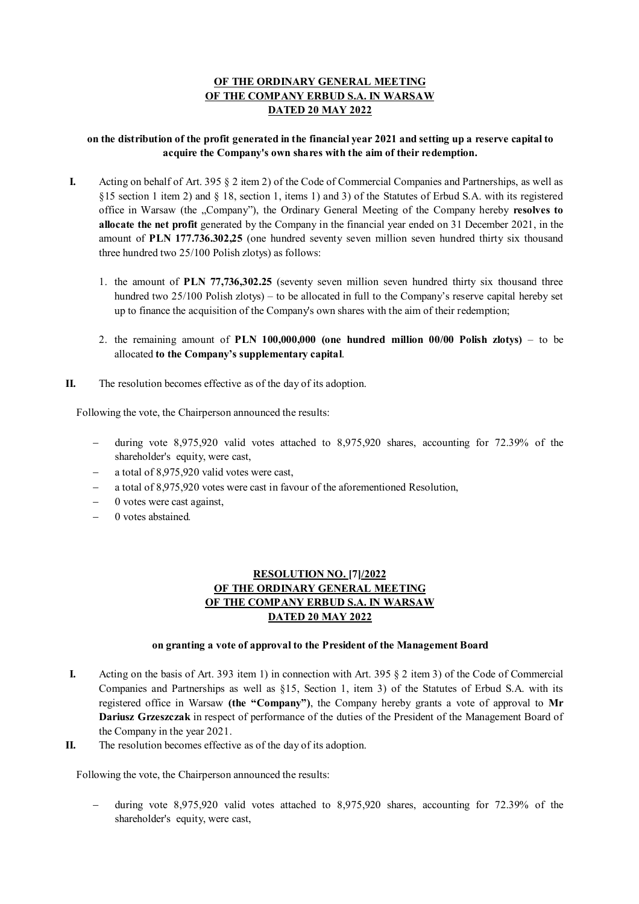**OF THE ORDINARY GENERAL MEETING**
**OF THE COMPANY ERBUD S.A. IN WARSAW**
**DATED 20 MAY 2022**

**on the distribution of the profit generated in the financial year 2021 and setting up a reserve capital to acquire the Company's own shares with the aim of their redemption.**

**I.** Acting on behalf of Art. 395 § 2 item 2) of the Code of Commercial Companies and Partnerships, as well as §15 section 1 item 2) and § 18, section 1, items 1) and 3) of the Statutes of Erbud S.A. with its registered office in Warsaw (the „Company"), the Ordinary General Meeting of the Company hereby **resolves to allocate the net profit** generated by the Company in the financial year ended on 31 December 2021, in the amount of **PLN 177.736.302,25** (one hundred seventy seven million seven hundred thirty six thousand three hundred two 25/100 Polish zlotys) as follows:

1. the amount of **PLN 77,736,302.25** (seventy seven million seven hundred thirty six thousand three hundred two 25/100 Polish zlotys) – to be allocated in full to the Company's reserve capital hereby set up to finance the acquisition of the Company's own shares with the aim of their redemption;

2. the remaining amount of **PLN 100,000,000 (one hundred million 00/00 Polish zlotys)** – to be allocated **to the Company's supplementary capital**.

**II.** The resolution becomes effective as of the day of its adoption.

Following the vote, the Chairperson announced the results:

- during vote 8,975,920 valid votes attached to 8,975,920 shares, accounting for 72.39% of the shareholder's equity, were cast,
- a total of 8,975,920 valid votes were cast,
- a total of 8,975,920 votes were cast in favour of the aforementioned Resolution,
- 0 votes were cast against,
- 0 votes abstained.

**RESOLUTION NO. [7]/2022**
**OF THE ORDINARY GENERAL MEETING**
**OF THE COMPANY ERBUD S.A. IN WARSAW**
**DATED 20 MAY 2022**

**on granting a vote of approval to the President of the Management Board**

**I.** Acting on the basis of Art. 393 item 1) in connection with Art. 395 § 2 item 3) of the Code of Commercial Companies and Partnerships as well as §15, Section 1, item 3) of the Statutes of Erbud S.A. with its registered office in Warsaw **(the "Company")**, the Company hereby grants a vote of approval to **Mr Dariusz Grzeszczak** in respect of performance of the duties of the President of the Management Board of the Company in the year 2021.

**II.** The resolution becomes effective as of the day of its adoption.

Following the vote, the Chairperson announced the results:

- during vote 8,975,920 valid votes attached to 8,975,920 shares, accounting for 72.39% of the shareholder's equity, were cast,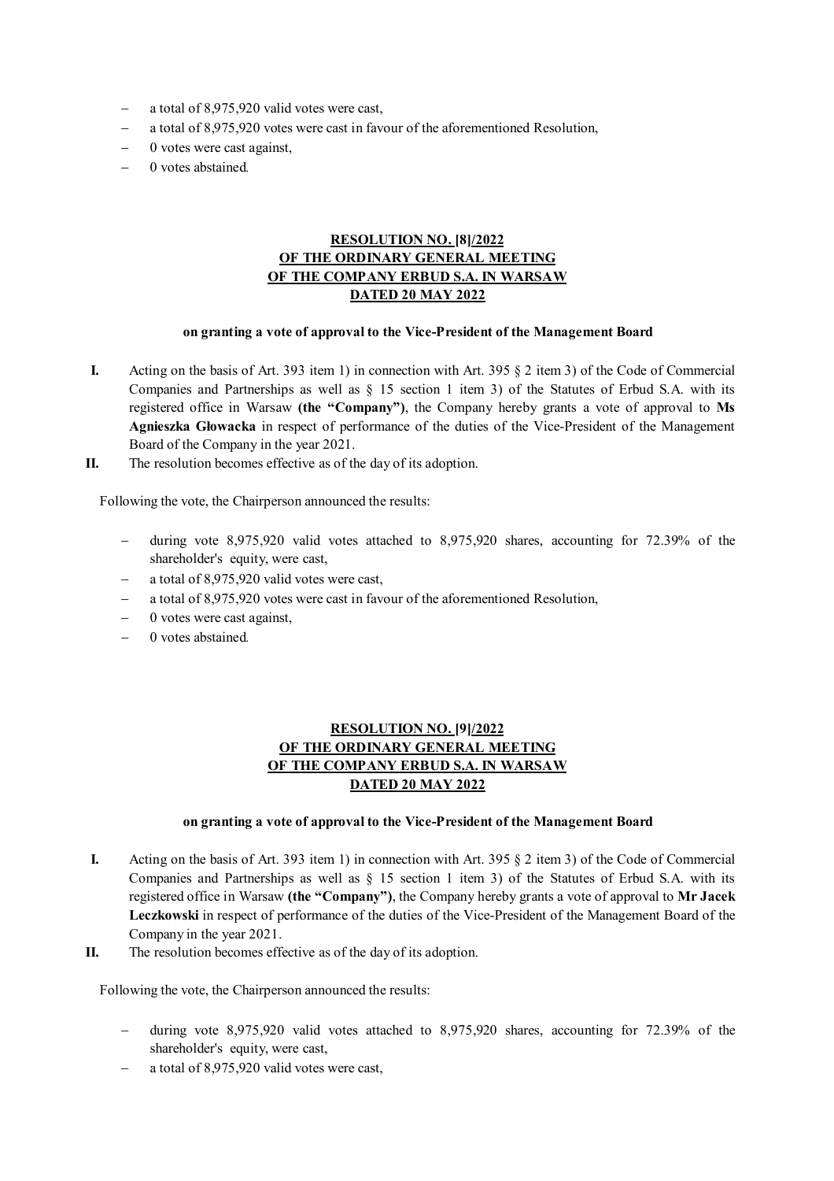- a total of 8,975,920 valid votes were cast,
- a total of 8,975,920 votes were cast in favour of the aforementioned Resolution,
- 0 votes were cast against,
- 0 votes abstained.

**RESOLUTION NO. [8]/2022**
**OF THE ORDINARY GENERAL MEETING**
**OF THE COMPANY ERBUD S.A. IN WARSAW**
**DATED 20 MAY 2022**

**on granting a vote of approval to the Vice-President of the Management Board**

**I.** Acting on the basis of Art. 393 item 1) in connection with Art. 395 § 2 item 3) of the Code of Commercial Companies and Partnerships as well as § 15 section 1 item 3) of the Statutes of Erbud S.A. with its registered office in Warsaw **(the "Company")**, the Company hereby grants a vote of approval to **Ms Agnieszka Głowacka** in respect of performance of the duties of the Vice-President of the Management Board of the Company in the year 2021.

**II.** The resolution becomes effective as of the day of its adoption.

Following the vote, the Chairperson announced the results:

- during vote 8,975,920 valid votes attached to 8,975,920 shares, accounting for 72.39% of the shareholder's equity, were cast,
- a total of 8,975,920 valid votes were cast,
- a total of 8,975,920 votes were cast in favour of the aforementioned Resolution,
- 0 votes were cast against,
- 0 votes abstained.

**RESOLUTION NO. [9]/2022**
**OF THE ORDINARY GENERAL MEETING**
**OF THE COMPANY ERBUD S.A. IN WARSAW**
**DATED 20 MAY 2022**

**on granting a vote of approval to the Vice-President of the Management Board**

**I.** Acting on the basis of Art. 393 item 1) in connection with Art. 395 § 2 item 3) of the Code of Commercial Companies and Partnerships as well as § 15 section 1 item 3) of the Statutes of Erbud S.A. with its registered office in Warsaw **(the "Company")**, the Company hereby grants a vote of approval to **Mr Jacek Leczkowski** in respect of performance of the duties of the Vice-President of the Management Board of the Company in the year 2021.

**II.** The resolution becomes effective as of the day of its adoption.

Following the vote, the Chairperson announced the results:

- during vote 8,975,920 valid votes attached to 8,975,920 shares, accounting for 72.39% of the shareholder's equity, were cast,
- a total of 8,975,920 valid votes were cast,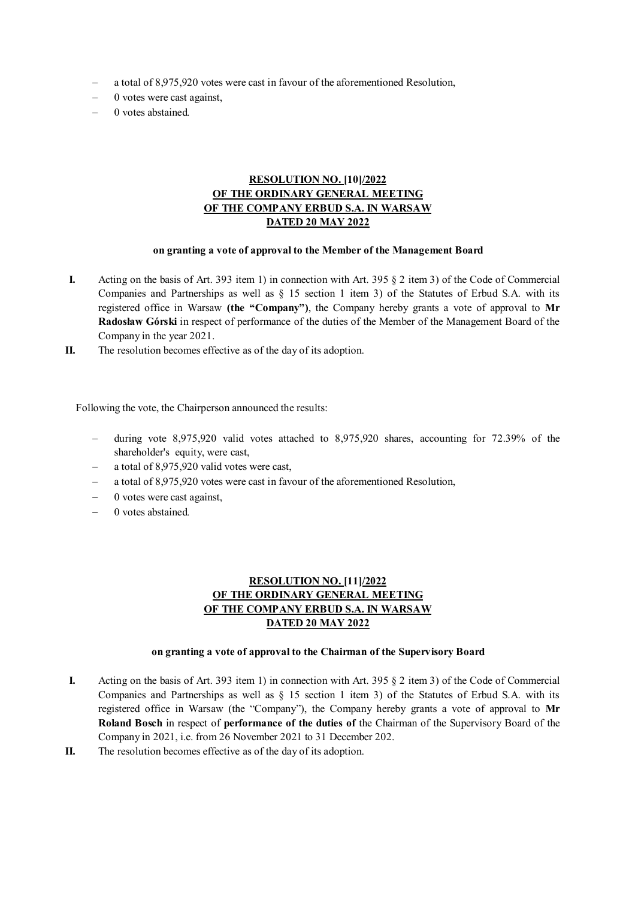- a total of 8,975,920 votes were cast in favour of the aforementioned Resolution,
- 0 votes were cast against,
- 0 votes abstained.

**RESOLUTION NO. [10]/2022**
**OF THE ORDINARY GENERAL MEETING**
**OF THE COMPANY ERBUD S.A. IN WARSAW**
**DATED 20 MAY 2022**

**on granting a vote of approval to the Member of the Management Board**

**I.** Acting on the basis of Art. 393 item 1) in connection with Art. 395 § 2 item 3) of the Code of Commercial Companies and Partnerships as well as § 15 section 1 item 3) of the Statutes of Erbud S.A. with its registered office in Warsaw **(the "Company")**, the Company hereby grants a vote of approval to **Mr Radosław Górski** in respect of performance of the duties of the Member of the Management Board of the Company in the year 2021.

**II.** The resolution becomes effective as of the day of its adoption.

Following the vote, the Chairperson announced the results:

- during vote 8,975,920 valid votes attached to 8,975,920 shares, accounting for 72.39% of the shareholder's equity, were cast,
- a total of 8,975,920 valid votes were cast,
- a total of 8,975,920 votes were cast in favour of the aforementioned Resolution,
- 0 votes were cast against,
- 0 votes abstained.

**RESOLUTION NO. [11]/2022**
**OF THE ORDINARY GENERAL MEETING**
**OF THE COMPANY ERBUD S.A. IN WARSAW**
**DATED 20 MAY 2022**

**on granting a vote of approval to the Chairman of the Supervisory Board**

**I.** Acting on the basis of Art. 393 item 1) in connection with Art. 395 § 2 item 3) of the Code of Commercial Companies and Partnerships as well as § 15 section 1 item 3) of the Statutes of Erbud S.A. with its registered office in Warsaw (the "Company"), the Company hereby grants a vote of approval to **Mr Roland Bosch** in respect of **performance of the duties of** the Chairman of the Supervisory Board of the Company in 2021, i.e. from 26 November 2021 to 31 December 202.

**II.** The resolution becomes effective as of the day of its adoption.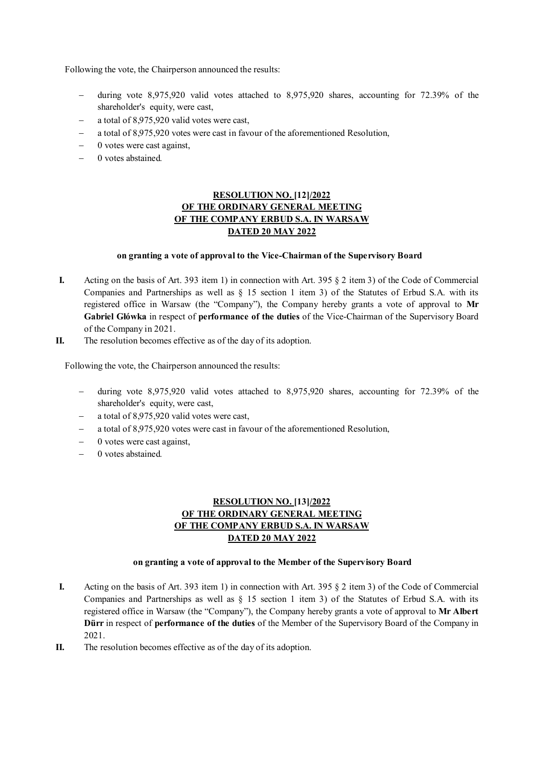Following the vote, the Chairperson announced the results:

- during vote 8,975,920 valid votes attached to 8,975,920 shares, accounting for 72.39% of the shareholder's equity, were cast,
- a total of 8,975,920 valid votes were cast,
- a total of 8,975,920 votes were cast in favour of the aforementioned Resolution,
- 0 votes were cast against,
- 0 votes abstained.

**RESOLUTION NO. [12]/2022**
**OF THE ORDINARY GENERAL MEETING**
**OF THE COMPANY ERBUD S.A. IN WARSAW**
**DATED 20 MAY 2022**

**on granting a vote of approval to the Vice-Chairman of the Supervisory Board**

**I.** Acting on the basis of Art. 393 item 1) in connection with Art. 395 § 2 item 3) of the Code of Commercial Companies and Partnerships as well as § 15 section 1 item 3) of the Statutes of Erbud S.A. with its registered office in Warsaw (the "Company"), the Company hereby grants a vote of approval to **Mr Gabriel Główka** in respect of **performance of the duties** of the Vice-Chairman of the Supervisory Board of the Company in 2021.

**II.** The resolution becomes effective as of the day of its adoption.

Following the vote, the Chairperson announced the results:

- during vote 8,975,920 valid votes attached to 8,975,920 shares, accounting for 72.39% of the shareholder's equity, were cast,
- a total of 8,975,920 valid votes were cast,
- a total of 8,975,920 votes were cast in favour of the aforementioned Resolution,
- 0 votes were cast against,
- 0 votes abstained.

**RESOLUTION NO. [13]/2022**
**OF THE ORDINARY GENERAL MEETING**
**OF THE COMPANY ERBUD S.A. IN WARSAW**
**DATED 20 MAY 2022**

**on granting a vote of approval to the Member of the Supervisory Board**

**I.** Acting on the basis of Art. 393 item 1) in connection with Art. 395 § 2 item 3) of the Code of Commercial Companies and Partnerships as well as § 15 section 1 item 3) of the Statutes of Erbud S.A. with its registered office in Warsaw (the "Company"), the Company hereby grants a vote of approval to **Mr Albert Dürr** in respect of **performance of the duties** of the Member of the Supervisory Board of the Company in 2021.

**II.** The resolution becomes effective as of the day of its adoption.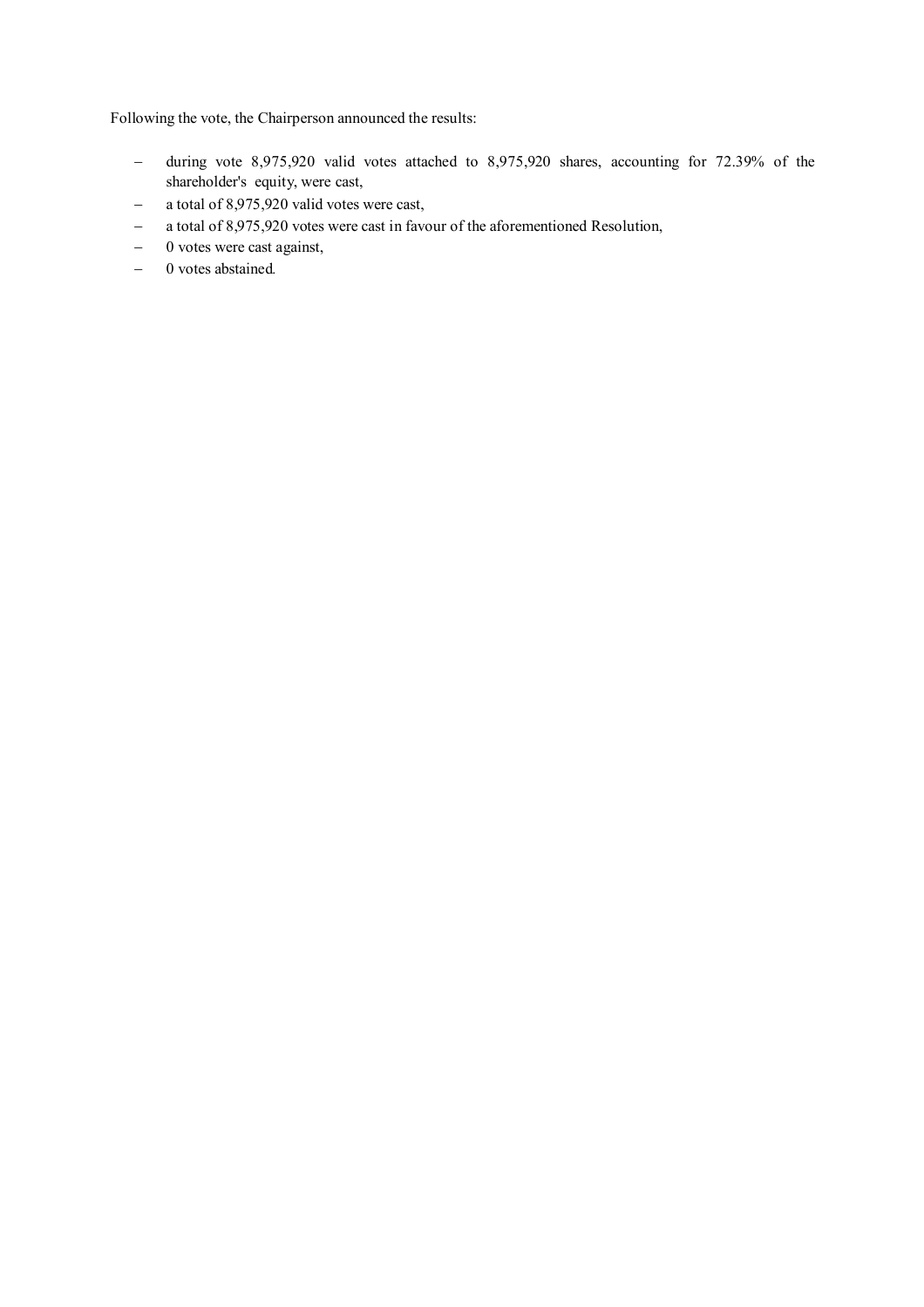Following the vote, the Chairperson announced the results:

- during vote 8,975,920 valid votes attached to 8,975,920 shares, accounting for 72.39% of the shareholder's equity, were cast,
- a total of 8,975,920 valid votes were cast,
- a total of 8,975,920 votes were cast in favour of the aforementioned Resolution,
- 0 votes were cast against,
- 0 votes abstained.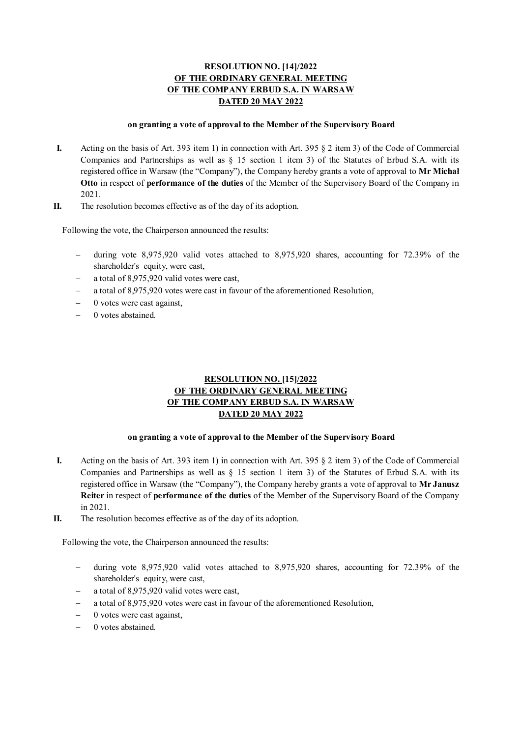**RESOLUTION NO. [14]/2022**
**OF THE ORDINARY GENERAL MEETING**
**OF THE COMPANY ERBUD S.A. IN WARSAW**
**DATED 20 MAY 2022**

**on granting a vote of approval to the Member of the Supervisory Board**

**I.** Acting on the basis of Art. 393 item 1) in connection with Art. 395 § 2 item 3) of the Code of Commercial Companies and Partnerships as well as § 15 section 1 item 3) of the Statutes of Erbud S.A. with its registered office in Warsaw (the "Company"), the Company hereby grants a vote of approval to **Mr Michał Otto** in respect of **performance of the duties** of the Member of the Supervisory Board of the Company in 2021.

**II.** The resolution becomes effective as of the day of its adoption.

Following the vote, the Chairperson announced the results:

- during vote 8,975,920 valid votes attached to 8,975,920 shares, accounting for 72.39% of the shareholder's equity, were cast,
- a total of 8,975,920 valid votes were cast,
- a total of 8,975,920 votes were cast in favour of the aforementioned Resolution,
- 0 votes were cast against,
- 0 votes abstained.

**RESOLUTION NO. [15]/2022**
**OF THE ORDINARY GENERAL MEETING**
**OF THE COMPANY ERBUD S.A. IN WARSAW**
**DATED 20 MAY 2022**

**on granting a vote of approval to the Member of the Supervisory Board**

**I.** Acting on the basis of Art. 393 item 1) in connection with Art. 395 § 2 item 3) of the Code of Commercial Companies and Partnerships as well as § 15 section 1 item 3) of the Statutes of Erbud S.A. with its registered office in Warsaw (the "Company"), the Company hereby grants a vote of approval to **Mr Janusz Reiter** in respect of **performance of the duties** of the Member of the Supervisory Board of the Company in 2021.

**II.** The resolution becomes effective as of the day of its adoption.

Following the vote, the Chairperson announced the results:

- during vote 8,975,920 valid votes attached to 8,975,920 shares, accounting for 72.39% of the shareholder's equity, were cast,
- a total of 8,975,920 valid votes were cast,
- a total of 8,975,920 votes were cast in favour of the aforementioned Resolution,
- 0 votes were cast against,
- 0 votes abstained.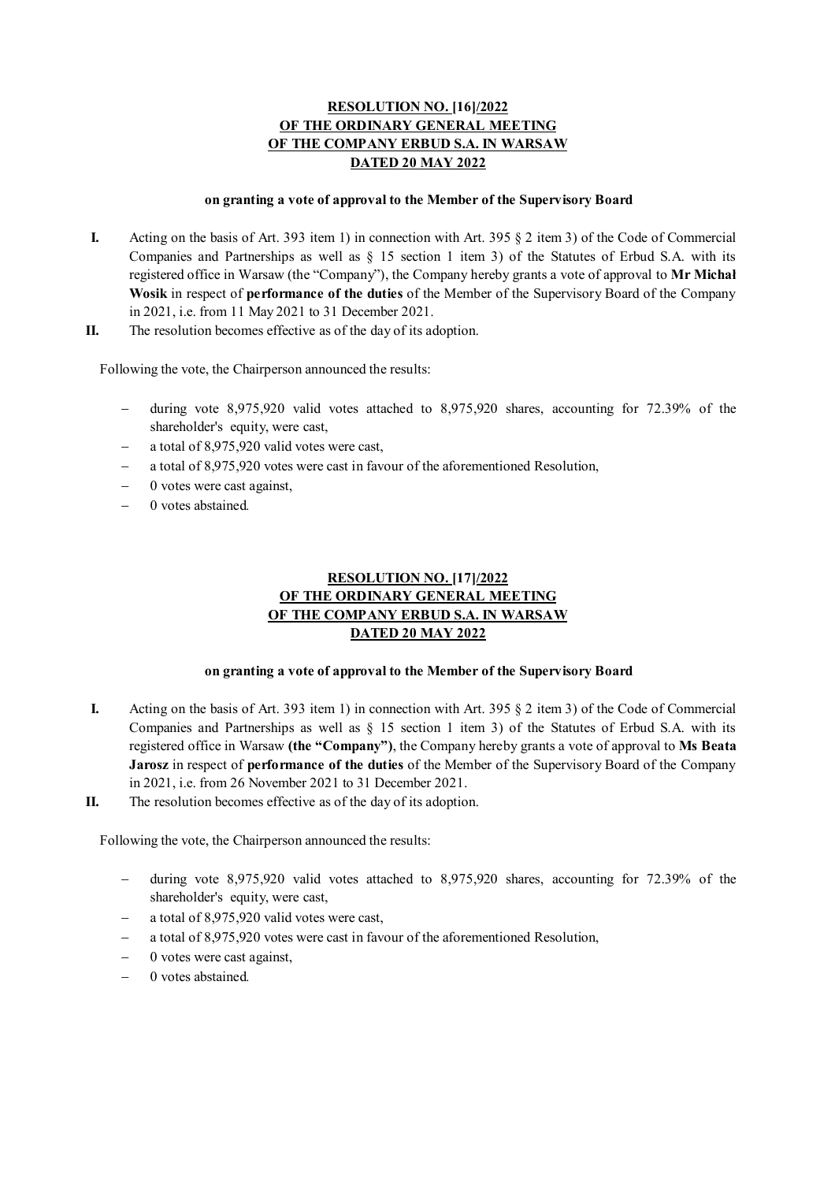**RESOLUTION NO. [16]/2022**
**OF THE ORDINARY GENERAL MEETING**
**OF THE COMPANY ERBUD S.A. IN WARSAW**
**DATED 20 MAY 2022**

**on granting a vote of approval to the Member of the Supervisory Board**

**I.** Acting on the basis of Art. 393 item 1) in connection with Art. 395 § 2 item 3) of the Code of Commercial Companies and Partnerships as well as § 15 section 1 item 3) of the Statutes of Erbud S.A. with its registered office in Warsaw (the "Company"), the Company hereby grants a vote of approval to **Mr Michał Wosik** in respect of **performance of the duties** of the Member of the Supervisory Board of the Company in 2021, i.e. from 11 May 2021 to 31 December 2021.

**II.** The resolution becomes effective as of the day of its adoption.

Following the vote, the Chairperson announced the results:

- during vote 8,975,920 valid votes attached to 8,975,920 shares, accounting for 72.39% of the shareholder's equity, were cast,
- a total of 8,975,920 valid votes were cast,
- a total of 8,975,920 votes were cast in favour of the aforementioned Resolution,
- 0 votes were cast against,
- 0 votes abstained.

**RESOLUTION NO. [17]/2022**
**OF THE ORDINARY GENERAL MEETING**
**OF THE COMPANY ERBUD S.A. IN WARSAW**
**DATED 20 MAY 2022**

**on granting a vote of approval to the Member of the Supervisory Board**

**I.** Acting on the basis of Art. 393 item 1) in connection with Art. 395 § 2 item 3) of the Code of Commercial Companies and Partnerships as well as § 15 section 1 item 3) of the Statutes of Erbud S.A. with its registered office in Warsaw **(the "Company")**, the Company hereby grants a vote of approval to **Ms Beata Jarosz** in respect of **performance of the duties** of the Member of the Supervisory Board of the Company in 2021, i.e. from 26 November 2021 to 31 December 2021.

**II.** The resolution becomes effective as of the day of its adoption.

Following the vote, the Chairperson announced the results:

- during vote 8,975,920 valid votes attached to 8,975,920 shares, accounting for 72.39% of the shareholder's equity, were cast,
- a total of 8,975,920 valid votes were cast,
- a total of 8,975,920 votes were cast in favour of the aforementioned Resolution,
- 0 votes were cast against,
- 0 votes abstained.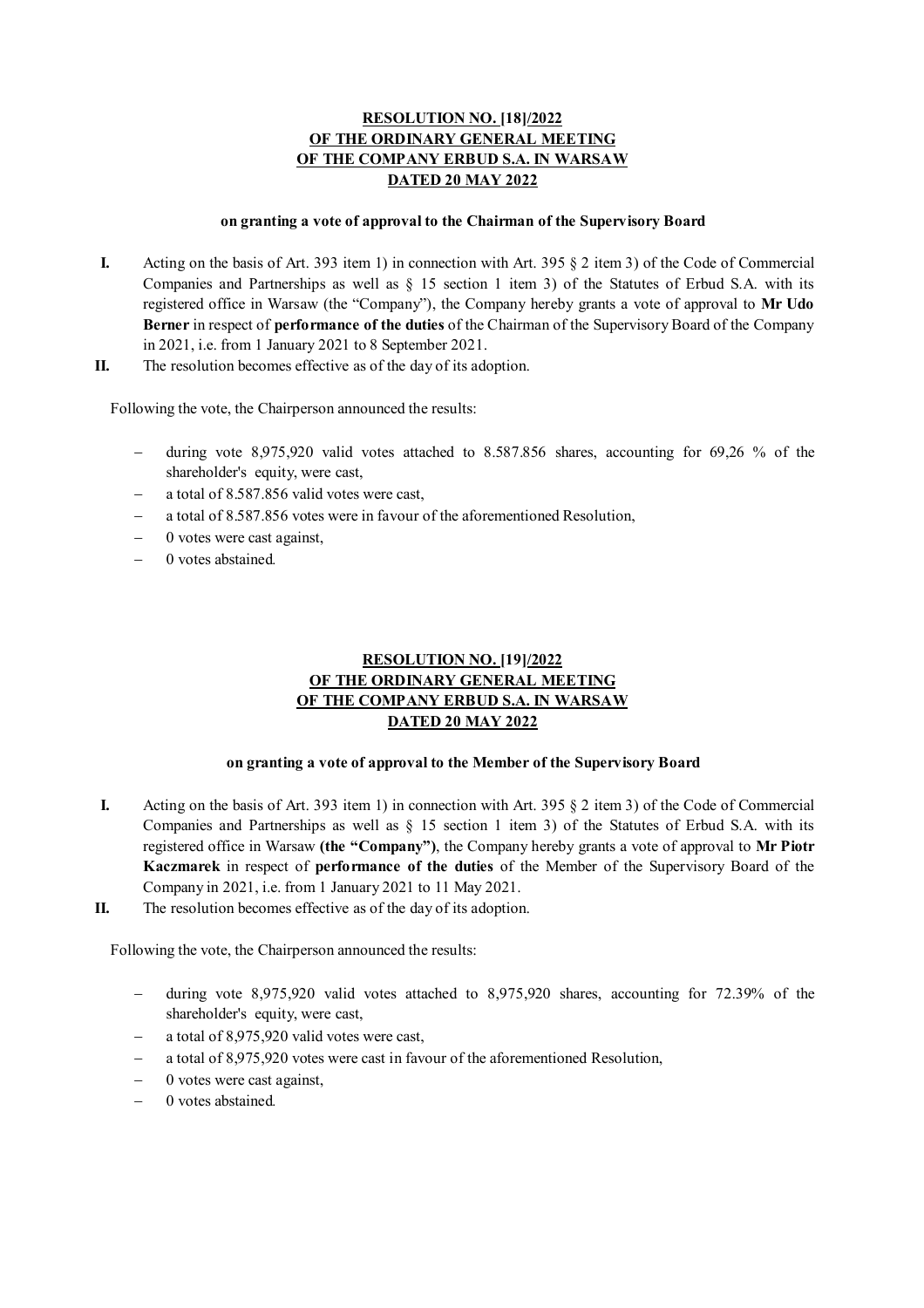**RESOLUTION NO. [18]/2022**
**OF THE ORDINARY GENERAL MEETING**
**OF THE COMPANY ERBUD S.A. IN WARSAW**
**DATED 20 MAY 2022**

**on granting a vote of approval to the Chairman of the Supervisory Board**

**I.** Acting on the basis of Art. 393 item 1) in connection with Art. 395 § 2 item 3) of the Code of Commercial Companies and Partnerships as well as § 15 section 1 item 3) of the Statutes of Erbud S.A. with its registered office in Warsaw (the "Company"), the Company hereby grants a vote of approval to **Mr Udo Berner** in respect of **performance of the duties** of the Chairman of the Supervisory Board of the Company in 2021, i.e. from 1 January 2021 to 8 September 2021.

**II.** The resolution becomes effective as of the day of its adoption.

Following the vote, the Chairperson announced the results:

- during vote 8,975,920 valid votes attached to 8.587.856 shares, accounting for 69,26 % of the shareholder's equity, were cast,
- a total of 8.587.856 valid votes were cast,
- a total of 8.587.856 votes were in favour of the aforementioned Resolution,
- 0 votes were cast against,
- 0 votes abstained.

**RESOLUTION NO. [19]/2022**
**OF THE ORDINARY GENERAL MEETING**
**OF THE COMPANY ERBUD S.A. IN WARSAW**
**DATED 20 MAY 2022**

**on granting a vote of approval to the Member of the Supervisory Board**

**I.** Acting on the basis of Art. 393 item 1) in connection with Art. 395 § 2 item 3) of the Code of Commercial Companies and Partnerships as well as § 15 section 1 item 3) of the Statutes of Erbud S.A. with its registered office in Warsaw **(the "Company")**, the Company hereby grants a vote of approval to **Mr Piotr Kaczmarek** in respect of **performance of the duties** of the Member of the Supervisory Board of the Company in 2021, i.e. from 1 January 2021 to 11 May 2021.

**II.** The resolution becomes effective as of the day of its adoption.

Following the vote, the Chairperson announced the results:

- during vote 8,975,920 valid votes attached to 8,975,920 shares, accounting for 72.39% of the shareholder's equity, were cast,
- a total of 8,975,920 valid votes were cast,
- a total of 8,975,920 votes were cast in favour of the aforementioned Resolution,
- 0 votes were cast against,
- 0 votes abstained.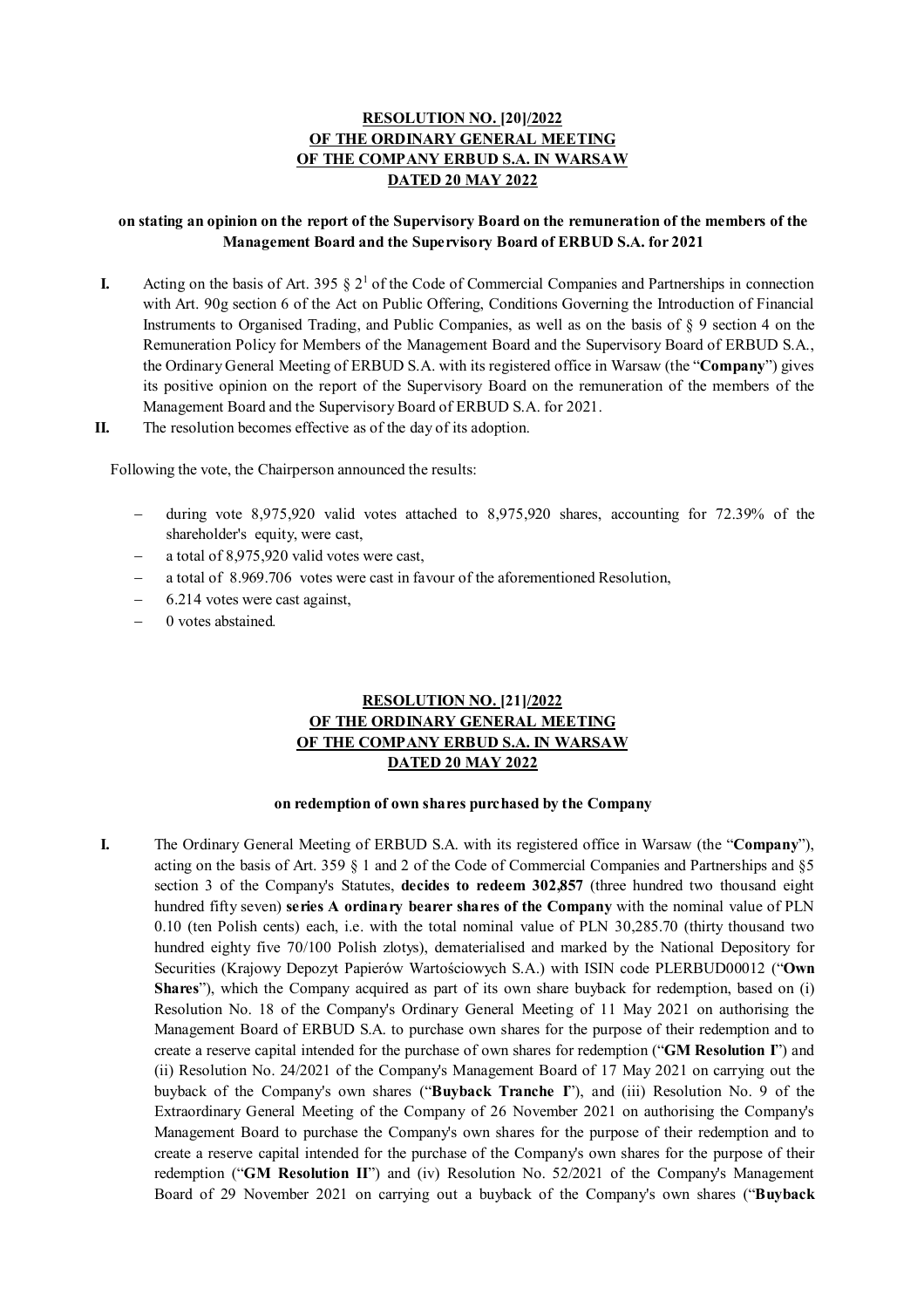**RESOLUTION NO. [20]/2022**
**OF THE ORDINARY GENERAL MEETING**
**OF THE COMPANY ERBUD S.A. IN WARSAW**
**DATED 20 MAY 2022**

**on stating an opinion on the report of the Supervisory Board on the remuneration of the members of the Management Board and the Supervisory Board of ERBUD S.A. for 2021**

**I.** Acting on the basis of Art. 395 § 2[1] of the Code of Commercial Companies and Partnerships in connection with Art. 90g section 6 of the Act on Public Offering, Conditions Governing the Introduction of Financial Instruments to Organised Trading, and Public Companies, as well as on the basis of § 9 section 4 on the Remuneration Policy for Members of the Management Board and the Supervisory Board of ERBUD S.A., the Ordinary General Meeting of ERBUD S.A. with its registered office in Warsaw (the "**Company**") gives its positive opinion on the report of the Supervisory Board on the remuneration of the members of the Management Board and the Supervisory Board of ERBUD S.A. for 2021.

**II.** The resolution becomes effective as of the day of its adoption.

Following the vote, the Chairperson announced the results:

- during vote 8,975,920 valid votes attached to 8,975,920 shares, accounting for 72.39% of the shareholder's equity, were cast,
- a total of 8,975,920 valid votes were cast,
- a total of 8.969.706 votes were cast in favour of the aforementioned Resolution,
- 6.214 votes were cast against,
- 0 votes abstained.

**RESOLUTION NO. [21]/2022**
**OF THE ORDINARY GENERAL MEETING**
**OF THE COMPANY ERBUD S.A. IN WARSAW**
**DATED 20 MAY 2022**

**on redemption of own shares purchased by the Company**

**I.** The Ordinary General Meeting of ERBUD S.A. with its registered office in Warsaw (the "**Company**"), acting on the basis of Art. 359 § 1 and 2 of the Code of Commercial Companies and Partnerships and §5 section 3 of the Company's Statutes, **decides to redeem 302,857** (three hundred two thousand eight hundred fifty seven) **series A ordinary bearer shares of the Company** with the nominal value of PLN 0.10 (ten Polish cents) each, i.e. with the total nominal value of PLN 30,285.70 (thirty thousand two hundred eighty five 70/100 Polish zlotys), dematerialised and marked by the National Depository for Securities (Krajowy Depozyt Papierów Wartościowych S.A.) with ISIN code PLERBUD00012 ("**Own Shares**"), which the Company acquired as part of its own share buyback for redemption, based on (i) Resolution No. 18 of the Company's Ordinary General Meeting of 11 May 2021 on authorising the Management Board of ERBUD S.A. to purchase own shares for the purpose of their redemption and to create a reserve capital intended for the purchase of own shares for redemption ("**GM Resolution I**") and (ii) Resolution No. 24/2021 of the Company's Management Board of 17 May 2021 on carrying out the buyback of the Company's own shares ("**Buyback Tranche I**"), and (iii) Resolution No. 9 of the Extraordinary General Meeting of the Company of 26 November 2021 on authorising the Company's Management Board to purchase the Company's own shares for the purpose of their redemption and to create a reserve capital intended for the purchase of the Company's own shares for the purpose of their redemption ("**GM Resolution II**") and (iv) Resolution No. 52/2021 of the Company's Management Board of 29 November 2021 on carrying out a buyback of the Company's own shares ("**Buyback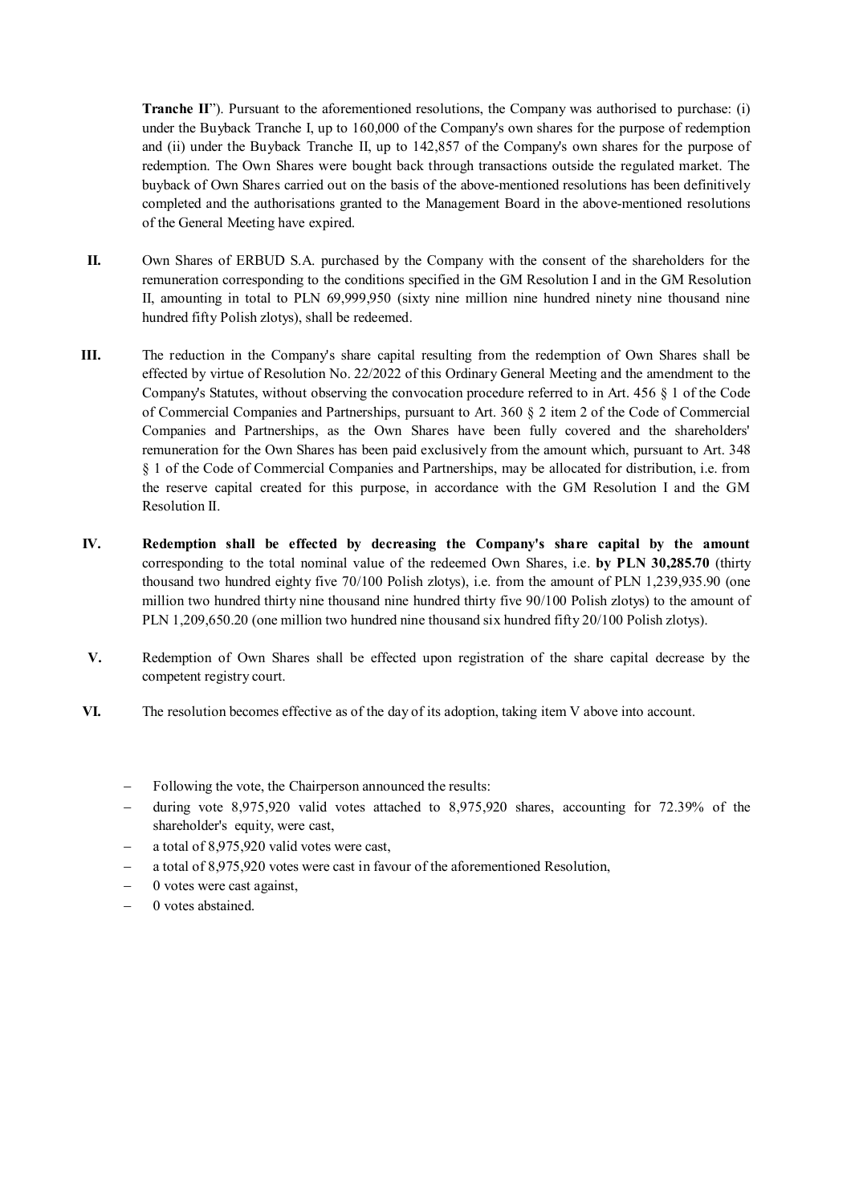**Tranche II**"). Pursuant to the aforementioned resolutions, the Company was authorised to purchase: (i) under the Buyback Tranche I, up to 160,000 of the Company's own shares for the purpose of redemption and (ii) under the Buyback Tranche II, up to 142,857 of the Company's own shares for the purpose of redemption. The Own Shares were bought back through transactions outside the regulated market. The buyback of Own Shares carried out on the basis of the above-mentioned resolutions has been definitively completed and the authorisations granted to the Management Board in the above-mentioned resolutions of the General Meeting have expired.

**II.** Own Shares of ERBUD S.A. purchased by the Company with the consent of the shareholders for the remuneration corresponding to the conditions specified in the GM Resolution I and in the GM Resolution II, amounting in total to PLN 69,999,950 (sixty nine million nine hundred ninety nine thousand nine hundred fifty Polish zlotys), shall be redeemed.

**III.** The reduction in the Company's share capital resulting from the redemption of Own Shares shall be effected by virtue of Resolution No. 22/2022 of this Ordinary General Meeting and the amendment to the Company's Statutes, without observing the convocation procedure referred to in Art. 456 § 1 of the Code of Commercial Companies and Partnerships, pursuant to Art. 360 § 2 item 2 of the Code of Commercial Companies and Partnerships, as the Own Shares have been fully covered and the shareholders' remuneration for the Own Shares has been paid exclusively from the amount which, pursuant to Art. 348 § 1 of the Code of Commercial Companies and Partnerships, may be allocated for distribution, i.e. from the reserve capital created for this purpose, in accordance with the GM Resolution I and the GM Resolution II.

**IV.** **Redemption shall be effected by decreasing the Company's share capital by the amount** corresponding to the total nominal value of the redeemed Own Shares, i.e. **by PLN 30,285.70** (thirty thousand two hundred eighty five 70/100 Polish zlotys), i.e. from the amount of PLN 1,239,935.90 (one million two hundred thirty nine thousand nine hundred thirty five 90/100 Polish zlotys) to the amount of PLN 1,209,650.20 (one million two hundred nine thousand six hundred fifty 20/100 Polish zlotys).

**V.** Redemption of Own Shares shall be effected upon registration of the share capital decrease by the competent registry court.

**VI.** The resolution becomes effective as of the day of its adoption, taking item V above into account.

- Following the vote, the Chairperson announced the results:
- during vote 8,975,920 valid votes attached to 8,975,920 shares, accounting for 72.39% of the shareholder's equity, were cast,
- a total of 8,975,920 valid votes were cast,
- a total of 8,975,920 votes were cast in favour of the aforementioned Resolution,
- 0 votes were cast against,
- 0 votes abstained.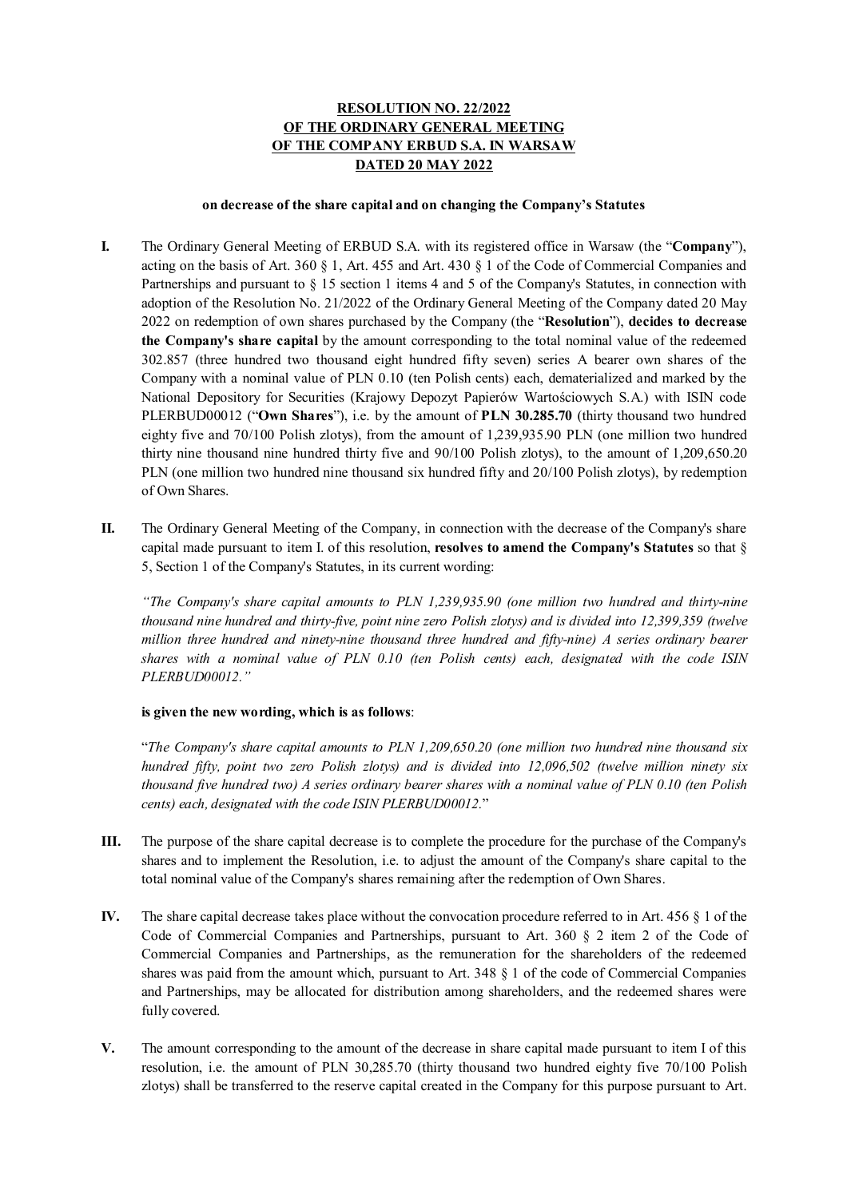**RESOLUTION NO. 22/2022**
**OF THE ORDINARY GENERAL MEETING**
**OF THE COMPANY ERBUD S.A. IN WARSAW**
**DATED 20 MAY 2022**

**on decrease of the share capital and on changing the Company's Statutes**

**I.** The Ordinary General Meeting of ERBUD S.A. with its registered office in Warsaw (the "**Company**"), acting on the basis of Art. 360 § 1, Art. 455 and Art. 430 § 1 of the Code of Commercial Companies and Partnerships and pursuant to § 15 section 1 items 4 and 5 of the Company's Statutes, in connection with adoption of the Resolution No. 21/2022 of the Ordinary General Meeting of the Company dated 20 May 2022 on redemption of own shares purchased by the Company (the "**Resolution**"), **decides to decrease the Company's share capital** by the amount corresponding to the total nominal value of the redeemed 302.857 (three hundred two thousand eight hundred fifty seven) series A bearer own shares of the Company with a nominal value of PLN 0.10 (ten Polish cents) each, dematerialized and marked by the National Depository for Securities (Krajowy Depozyt Papierów Wartościowych S.A.) with ISIN code PLERBUD00012 ("**Own Shares**"), i.e. by the amount of **PLN 30.285.70** (thirty thousand two hundred eighty five and 70/100 Polish zlotys), from the amount of 1,239,935.90 PLN (one million two hundred thirty nine thousand nine hundred thirty five and 90/100 Polish zlotys), to the amount of 1,209,650.20 PLN (one million two hundred nine thousand six hundred fifty and 20/100 Polish zlotys), by redemption of Own Shares.

**II.** The Ordinary General Meeting of the Company, in connection with the decrease of the Company's share capital made pursuant to item I. of this resolution, **resolves to amend the Company's Statutes** so that § 5, Section 1 of the Company's Statutes, in its current wording:

*"The Company's share capital amounts to PLN 1,239,935.90 (one million two hundred and thirty-nine thousand nine hundred and thirty-five, point nine zero Polish zlotys) and is divided into 12,399,359 (twelve million three hundred and ninety-nine thousand three hundred and fifty-nine) A series ordinary bearer shares with a nominal value of PLN 0.10 (ten Polish cents) each, designated with the code ISIN PLERBUD00012."*

**is given the new wording, which is as follows**:

"*The Company's share capital amounts to PLN 1,209,650.20 (one million two hundred nine thousand six hundred fifty, point two zero Polish zlotys) and is divided into 12,096,502 (twelve million ninety six thousand five hundred two) A series ordinary bearer shares with a nominal value of PLN 0.10 (ten Polish cents) each, designated with the code ISIN PLERBUD00012.*"

**III.** The purpose of the share capital decrease is to complete the procedure for the purchase of the Company's shares and to implement the Resolution, i.e. to adjust the amount of the Company's share capital to the total nominal value of the Company's shares remaining after the redemption of Own Shares.

**IV.** The share capital decrease takes place without the convocation procedure referred to in Art. 456 § 1 of the Code of Commercial Companies and Partnerships, pursuant to Art. 360 § 2 item 2 of the Code of Commercial Companies and Partnerships, as the remuneration for the shareholders of the redeemed shares was paid from the amount which, pursuant to Art. 348 § 1 of the code of Commercial Companies and Partnerships, may be allocated for distribution among shareholders, and the redeemed shares were fully covered.

**V.** The amount corresponding to the amount of the decrease in share capital made pursuant to item I of this resolution, i.e. the amount of PLN 30,285.70 (thirty thousand two hundred eighty five 70/100 Polish zlotys) shall be transferred to the reserve capital created in the Company for this purpose pursuant to Art.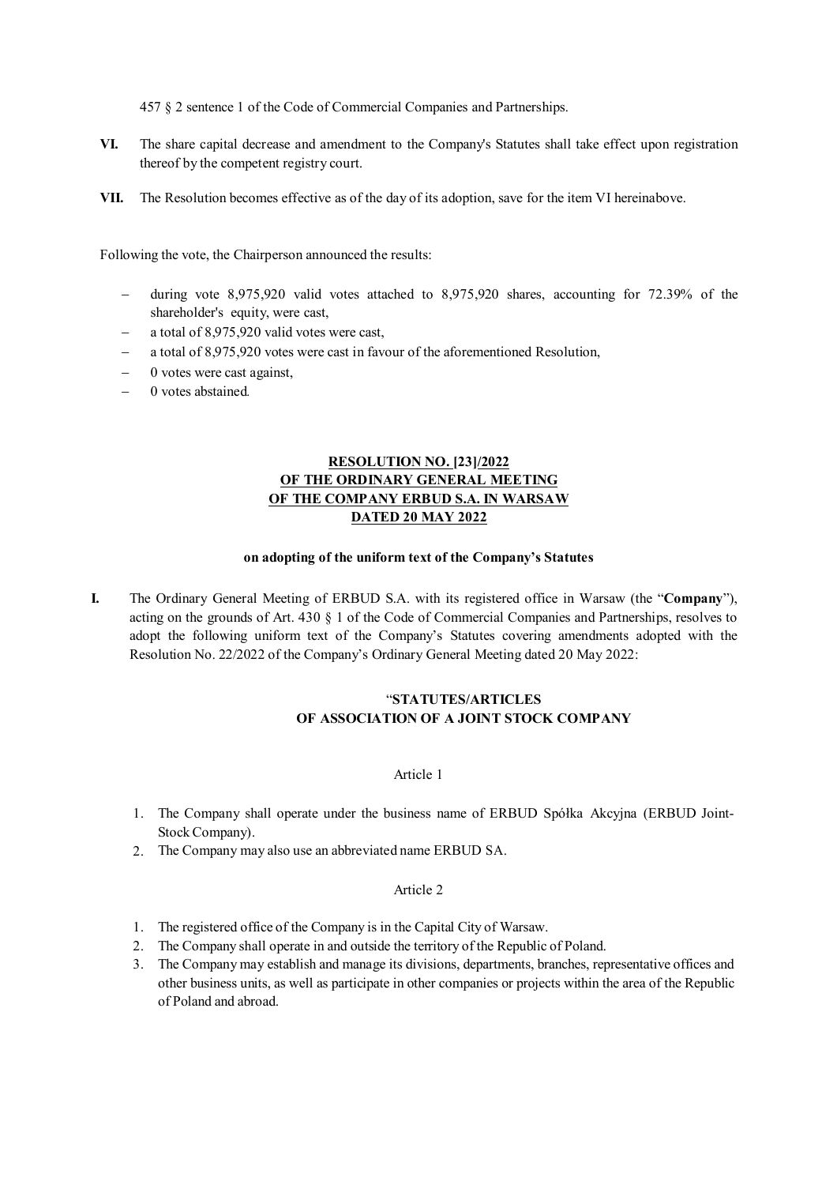457 § 2 sentence 1 of the Code of Commercial Companies and Partnerships.

**VI.** The share capital decrease and amendment to the Company's Statutes shall take effect upon registration thereof by the competent registry court.

**VII.** The Resolution becomes effective as of the day of its adoption, save for the item VI hereinabove.

Following the vote, the Chairperson announced the results:

- during vote 8,975,920 valid votes attached to 8,975,920 shares, accounting for 72.39% of the shareholder's equity, were cast,
- a total of 8,975,920 valid votes were cast,
- a total of 8,975,920 votes were cast in favour of the aforementioned Resolution,
- 0 votes were cast against,
- 0 votes abstained.

**RESOLUTION NO. [23]/2022**
**OF THE ORDINARY GENERAL MEETING**
**OF THE COMPANY ERBUD S.A. IN WARSAW**
**DATED 20 MAY 2022**

**on adopting of the uniform text of the Company's Statutes**

**I.** The Ordinary General Meeting of ERBUD S.A. with its registered office in Warsaw (the "**Company**"), acting on the grounds of Art. 430 § 1 of the Code of Commercial Companies and Partnerships, resolves to adopt the following uniform text of the Company's Statutes covering amendments adopted with the Resolution No. 22/2022 of the Company's Ordinary General Meeting dated 20 May 2022:

"**STATUTES/ARTICLES**
**OF ASSOCIATION OF A JOINT STOCK COMPANY**

Article 1

1. The Company shall operate under the business name of ERBUD Spółka Akcyjna (ERBUD Joint-Stock Company).
2. The Company may also use an abbreviated name ERBUD SA.

Article 2

1. The registered office of the Company is in the Capital City of Warsaw.
2. The Company shall operate in and outside the territory of the Republic of Poland.
3. The Company may establish and manage its divisions, departments, branches, representative offices and other business units, as well as participate in other companies or projects within the area of the Republic of Poland and abroad.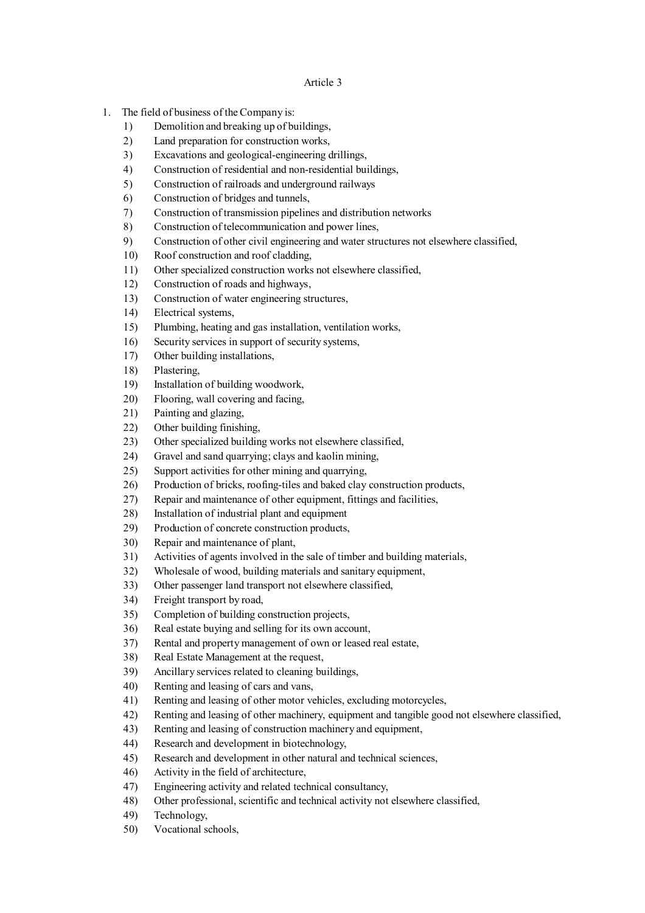Article 3

1. The field of business of the Company is:
   1) Demolition and breaking up of buildings,
   2) Land preparation for construction works,
   3) Excavations and geological-engineering drillings,
   4) Construction of residential and non-residential buildings,
   5) Construction of railroads and underground railways
   6) Construction of bridges and tunnels,
   7) Construction of transmission pipelines and distribution networks
   8) Construction of telecommunication and power lines,
   9) Construction of other civil engineering and water structures not elsewhere classified,
   10) Roof construction and roof cladding,
   11) Other specialized construction works not elsewhere classified,
   12) Construction of roads and highways,
   13) Construction of water engineering structures,
   14) Electrical systems,
   15) Plumbing, heating and gas installation, ventilation works,
   16) Security services in support of security systems,
   17) Other building installations,
   18) Plastering,
   19) Installation of building woodwork,
   20) Flooring, wall covering and facing,
   21) Painting and glazing,
   22) Other building finishing,
   23) Other specialized building works not elsewhere classified,
   24) Gravel and sand quarrying; clays and kaolin mining,
   25) Support activities for other mining and quarrying,
   26) Production of bricks, roofing-tiles and baked clay construction products,
   27) Repair and maintenance of other equipment, fittings and facilities,
   28) Installation of industrial plant and equipment
   29) Production of concrete construction products,
   30) Repair and maintenance of plant,
   31) Activities of agents involved in the sale of timber and building materials,
   32) Wholesale of wood, building materials and sanitary equipment,
   33) Other passenger land transport not elsewhere classified,
   34) Freight transport by road,
   35) Completion of building construction projects,
   36) Real estate buying and selling for its own account,
   37) Rental and property management of own or leased real estate,
   38) Real Estate Management at the request,
   39) Ancillary services related to cleaning buildings,
   40) Renting and leasing of cars and vans,
   41) Renting and leasing of other motor vehicles, excluding motorcycles,
   42) Renting and leasing of other machinery, equipment and tangible good not elsewhere classified,
   43) Renting and leasing of construction machinery and equipment,
   44) Research and development in biotechnology,
   45) Research and development in other natural and technical sciences,
   46) Activity in the field of architecture,
   47) Engineering activity and related technical consultancy,
   48) Other professional, scientific and technical activity not elsewhere classified,
   49) Technology,
   50) Vocational schools,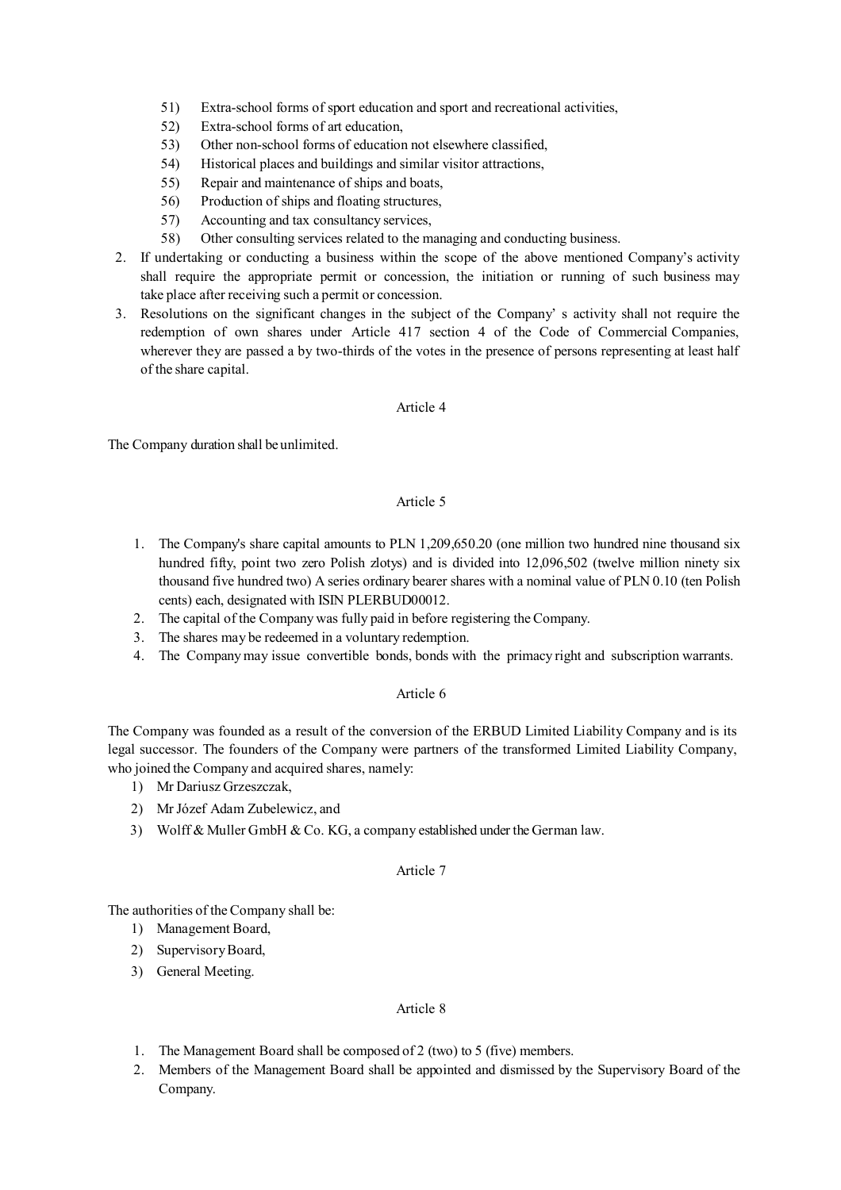51) Extra-school forms of sport education and sport and recreational activities,
52) Extra-school forms of art education,
53) Other non-school forms of education not elsewhere classified,
54) Historical places and buildings and similar visitor attractions,
55) Repair and maintenance of ships and boats,
56) Production of ships and floating structures,
57) Accounting and tax consultancy services,
58) Other consulting services related to the managing and conducting business.

2. If undertaking or conducting a business within the scope of the above mentioned Company's activity shall require the appropriate permit or concession, the initiation or running of such business may take place after receiving such a permit or concession.
3. Resolutions on the significant changes in the subject of the Company' s activity shall not require the redemption of own shares under Article 417 section 4 of the Code of Commercial Companies, wherever they are passed a by two-thirds of the votes in the presence of persons representing at least half of the share capital.

Article 4

The Company duration shall be unlimited.

Article 5

1. The Company's share capital amounts to PLN 1,209,650.20 (one million two hundred nine thousand six hundred fifty, point two zero Polish zlotys) and is divided into 12,096,502 (twelve million ninety six thousand five hundred two) A series ordinary bearer shares with a nominal value of PLN 0.10 (ten Polish cents) each, designated with ISIN PLERBUD00012.
2. The capital of the Company was fully paid in before registering the Company.
3. The shares may be redeemed in a voluntary redemption.
4. The Company may issue convertible bonds, bonds with the primacy right and subscription warrants.

Article 6

The Company was founded as a result of the conversion of the ERBUD Limited Liability Company and is its legal successor. The founders of the Company were partners of the transformed Limited Liability Company, who joined the Company and acquired shares, namely:

1) Mr Dariusz Grzeszczak,
2) Mr Józef Adam Zubelewicz, and
3) Wolff & Muller GmbH & Co. KG, a company established under the German law.

Article 7

The authorities of the Company shall be:

1) Management Board,
2) Supervisory Board,
3) General Meeting.

Article 8

1. The Management Board shall be composed of 2 (two) to 5 (five) members.
2. Members of the Management Board shall be appointed and dismissed by the Supervisory Board of the Company.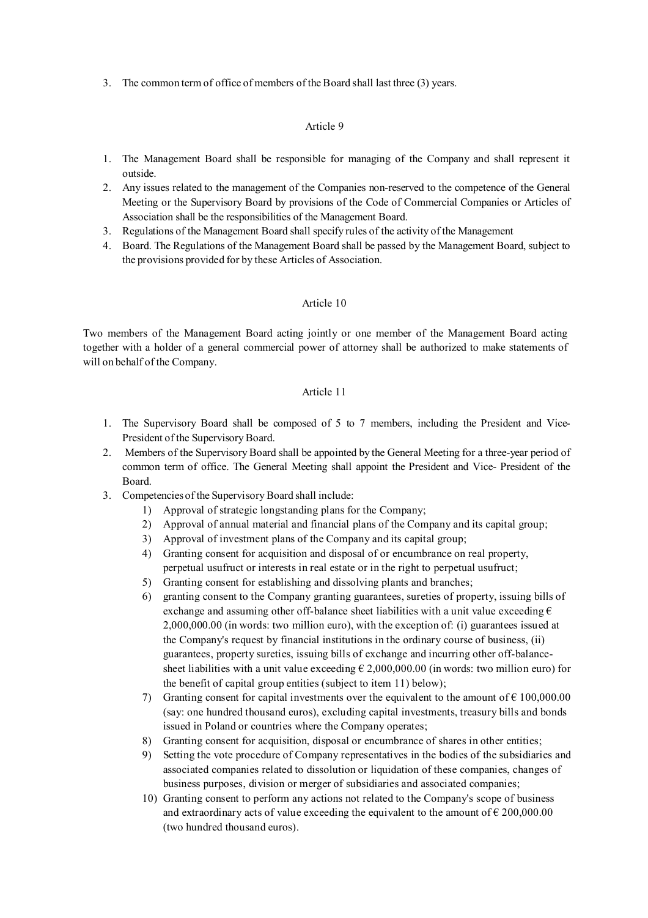3. The common term of office of members of the Board shall last three (3) years.

### Article 9

1. The Management Board shall be responsible for managing of the Company and shall represent it outside.
2. Any issues related to the management of the Companies non-reserved to the competence of the General Meeting or the Supervisory Board by provisions of the Code of Commercial Companies or Articles of Association shall be the responsibilities of the Management Board.
3. Regulations of the Management Board shall specify rules of the activity of the Management
4. Board. The Regulations of the Management Board shall be passed by the Management Board, subject to the provisions provided for by these Articles of Association.

### Article 10

Two members of the Management Board acting jointly or one member of the Management Board acting together with a holder of a general commercial power of attorney shall be authorized to make statements of will on behalf of the Company.

### Article 11

1. The Supervisory Board shall be composed of 5 to 7 members, including the President and Vice-President of the Supervisory Board.
2. Members of the Supervisory Board shall be appointed by the General Meeting for a three-year period of common term of office. The General Meeting shall appoint the President and Vice- President of the Board.
3. Competencies of the Supervisory Board shall include:
   1) Approval of strategic longstanding plans for the Company;
   2) Approval of annual material and financial plans of the Company and its capital group;
   3) Approval of investment plans of the Company and its capital group;
   4) Granting consent for acquisition and disposal of or encumbrance on real property, perpetual usufruct or interests in real estate or in the right to perpetual usufruct;
   5) Granting consent for establishing and dissolving plants and branches;
   6) granting consent to the Company granting guarantees, sureties of property, issuing bills of exchange and assuming other off-balance sheet liabilities with a unit value exceeding € 2,000,000.00 (in words: two million euro), with the exception of: (i) guarantees issued at the Company's request by financial institutions in the ordinary course of business, (ii) guarantees, property sureties, issuing bills of exchange and incurring other off-balance-sheet liabilities with a unit value exceeding € 2,000,000.00 (in words: two million euro) for the benefit of capital group entities (subject to item 11) below);
   7) Granting consent for capital investments over the equivalent to the amount of € 100,000.00 (say: one hundred thousand euros), excluding capital investments, treasury bills and bonds issued in Poland or countries where the Company operates;
   8) Granting consent for acquisition, disposal or encumbrance of shares in other entities;
   9) Setting the vote procedure of Company representatives in the bodies of the subsidiaries and associated companies related to dissolution or liquidation of these companies, changes of business purposes, division or merger of subsidiaries and associated companies;
   10) Granting consent to perform any actions not related to the Company's scope of business and extraordinary acts of value exceeding the equivalent to the amount of € 200,000.00 (two hundred thousand euros).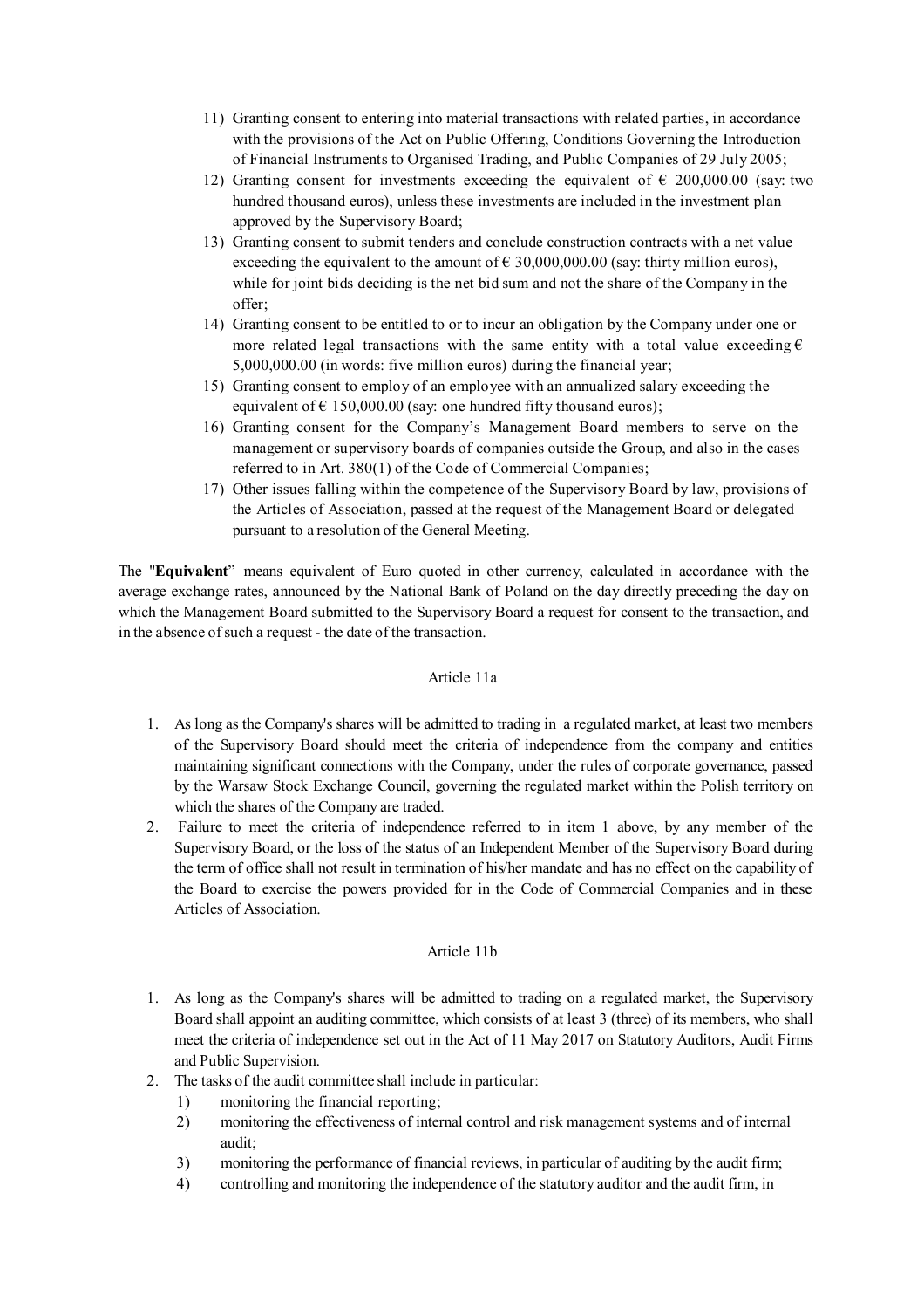11) Granting consent to entering into material transactions with related parties, in accordance with the provisions of the Act on Public Offering, Conditions Governing the Introduction of Financial Instruments to Organised Trading, and Public Companies of 29 July 2005;
12) Granting consent for investments exceeding the equivalent of € 200,000.00 (say: two hundred thousand euros), unless these investments are included in the investment plan approved by the Supervisory Board;
13) Granting consent to submit tenders and conclude construction contracts with a net value exceeding the equivalent to the amount of € 30,000,000.00 (say: thirty million euros), while for joint bids deciding is the net bid sum and not the share of the Company in the offer;
14) Granting consent to be entitled to or to incur an obligation by the Company under one or more related legal transactions with the same entity with a total value exceeding € 5,000,000.00 (in words: five million euros) during the financial year;
15) Granting consent to employ of an employee with an annualized salary exceeding the equivalent of € 150,000.00 (say: one hundred fifty thousand euros);
16) Granting consent for the Company's Management Board members to serve on the management or supervisory boards of companies outside the Group, and also in the cases referred to in Art. 380(1) of the Code of Commercial Companies;
17) Other issues falling within the competence of the Supervisory Board by law, provisions of the Articles of Association, passed at the request of the Management Board or delegated pursuant to a resolution of the General Meeting.

The "**Equivalent**" means equivalent of Euro quoted in other currency, calculated in accordance with the average exchange rates, announced by the National Bank of Poland on the day directly preceding the day on which the Management Board submitted to the Supervisory Board a request for consent to the transaction, and in the absence of such a request - the date of the transaction.

Article 11a

1. As long as the Company's shares will be admitted to trading in a regulated market, at least two members of the Supervisory Board should meet the criteria of independence from the company and entities maintaining significant connections with the Company, under the rules of corporate governance, passed by the Warsaw Stock Exchange Council, governing the regulated market within the Polish territory on which the shares of the Company are traded.
2. Failure to meet the criteria of independence referred to in item 1 above, by any member of the Supervisory Board, or the loss of the status of an Independent Member of the Supervisory Board during the term of office shall not result in termination of his/her mandate and has no effect on the capability of the Board to exercise the powers provided for in the Code of Commercial Companies and in these Articles of Association.

Article 11b

1. As long as the Company's shares will be admitted to trading on a regulated market, the Supervisory Board shall appoint an auditing committee, which consists of at least 3 (three) of its members, who shall meet the criteria of independence set out in the Act of 11 May 2017 on Statutory Auditors, Audit Firms and Public Supervision.
2. The tasks of the audit committee shall include in particular:
   1) monitoring the financial reporting;
   2) monitoring the effectiveness of internal control and risk management systems and of internal audit;
   3) monitoring the performance of financial reviews, in particular of auditing by the audit firm;
   4) controlling and monitoring the independence of the statutory auditor and the audit firm, in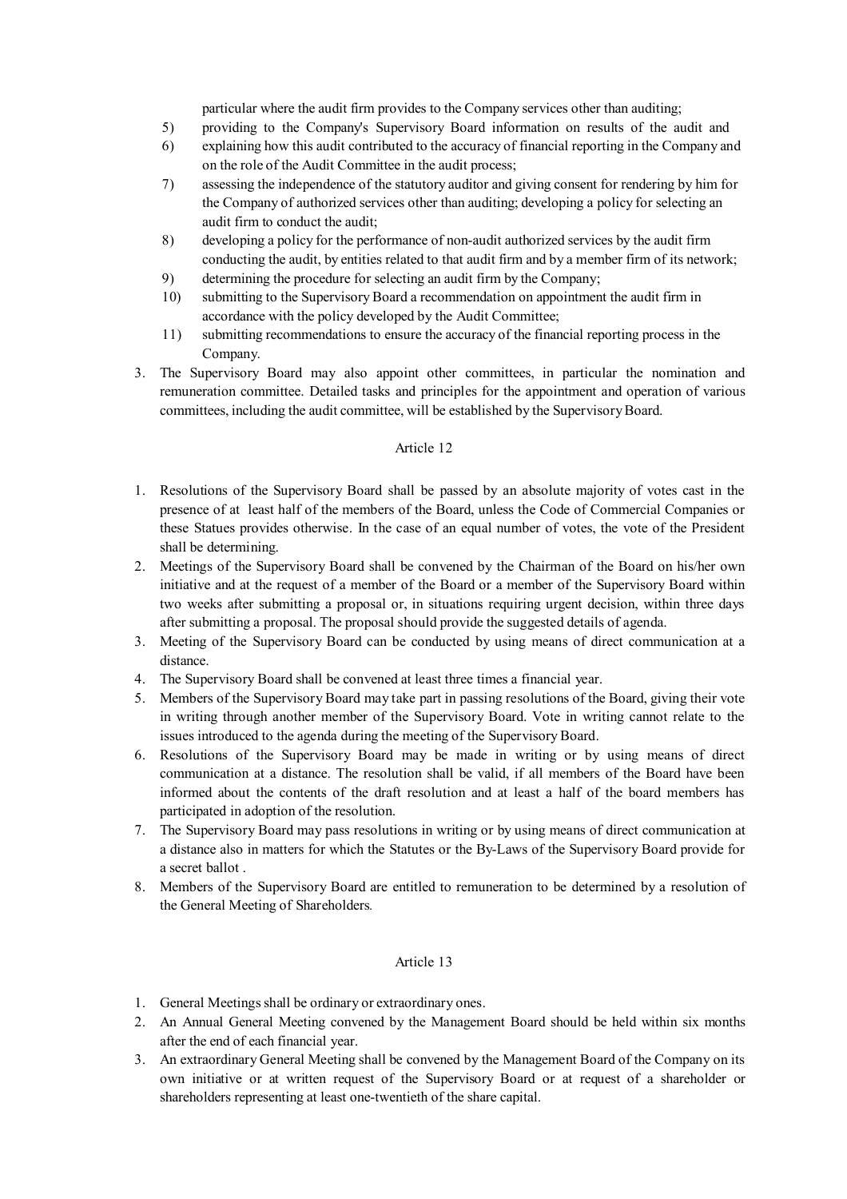particular where the audit firm provides to the Company services other than auditing;

5) providing to the Company's Supervisory Board information on results of the audit and
6) explaining how this audit contributed to the accuracy of financial reporting in the Company and on the role of the Audit Committee in the audit process;
7) assessing the independence of the statutory auditor and giving consent for rendering by him for the Company of authorized services other than auditing; developing a policy for selecting an audit firm to conduct the audit;
8) developing a policy for the performance of non-audit authorized services by the audit firm conducting the audit, by entities related to that audit firm and by a member firm of its network;
9) determining the procedure for selecting an audit firm by the Company;
10) submitting to the Supervisory Board a recommendation on appointment the audit firm in accordance with the policy developed by the Audit Committee;
11) submitting recommendations to ensure the accuracy of the financial reporting process in the Company.

3. The Supervisory Board may also appoint other committees, in particular the nomination and remuneration committee. Detailed tasks and principles for the appointment and operation of various committees, including the audit committee, will be established by the Supervisory Board.

Article 12

1. Resolutions of the Supervisory Board shall be passed by an absolute majority of votes cast in the presence of at least half of the members of the Board, unless the Code of Commercial Companies or these Statues provides otherwise. In the case of an equal number of votes, the vote of the President shall be determining.
2. Meetings of the Supervisory Board shall be convened by the Chairman of the Board on his/her own initiative and at the request of a member of the Board or a member of the Supervisory Board within two weeks after submitting a proposal or, in situations requiring urgent decision, within three days after submitting a proposal. The proposal should provide the suggested details of agenda.
3. Meeting of the Supervisory Board can be conducted by using means of direct communication at a distance.
4. The Supervisory Board shall be convened at least three times a financial year.
5. Members of the Supervisory Board may take part in passing resolutions of the Board, giving their vote in writing through another member of the Supervisory Board. Vote in writing cannot relate to the issues introduced to the agenda during the meeting of the Supervisory Board.
6. Resolutions of the Supervisory Board may be made in writing or by using means of direct communication at a distance. The resolution shall be valid, if all members of the Board have been informed about the contents of the draft resolution and at least a half of the board members has participated in adoption of the resolution.
7. The Supervisory Board may pass resolutions in writing or by using means of direct communication at a distance also in matters for which the Statutes or the By-Laws of the Supervisory Board provide for a secret ballot .
8. Members of the Supervisory Board are entitled to remuneration to be determined by a resolution of the General Meeting of Shareholders.

Article 13

1. General Meetings shall be ordinary or extraordinary ones.
2. An Annual General Meeting convened by the Management Board should be held within six months after the end of each financial year.
3. An extraordinary General Meeting shall be convened by the Management Board of the Company on its own initiative or at written request of the Supervisory Board or at request of a shareholder or shareholders representing at least one-twentieth of the share capital.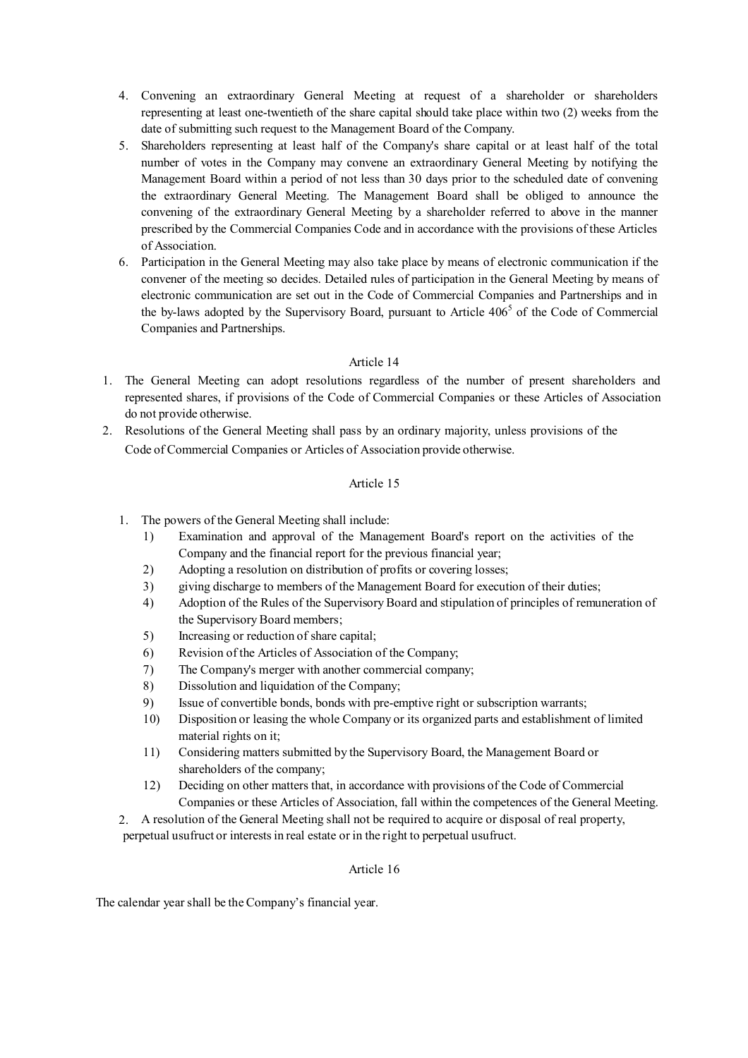4. Convening an extraordinary General Meeting at request of a shareholder or shareholders representing at least one-twentieth of the share capital should take place within two (2) weeks from the date of submitting such request to the Management Board of the Company.
5. Shareholders representing at least half of the Company's share capital or at least half of the total number of votes in the Company may convene an extraordinary General Meeting by notifying the Management Board within a period of not less than 30 days prior to the scheduled date of convening the extraordinary General Meeting. The Management Board shall be obliged to announce the convening of the extraordinary General Meeting by a shareholder referred to above in the manner prescribed by the Commercial Companies Code and in accordance with the provisions of these Articles of Association.
6. Participation in the General Meeting may also take place by means of electronic communication if the convener of the meeting so decides. Detailed rules of participation in the General Meeting by means of electronic communication are set out in the Code of Commercial Companies and Partnerships and in the by-laws adopted by the Supervisory Board, pursuant to Article $406^5$ of the Code of Commercial Companies and Partnerships.

Article 14

1. The General Meeting can adopt resolutions regardless of the number of present shareholders and represented shares, if provisions of the Code of Commercial Companies or these Articles of Association do not provide otherwise.
2. Resolutions of the General Meeting shall pass by an ordinary majority, unless provisions of the Code of Commercial Companies or Articles of Association provide otherwise.

Article 15

1. The powers of the General Meeting shall include:
   1) Examination and approval of the Management Board's report on the activities of the Company and the financial report for the previous financial year;
   2) Adopting a resolution on distribution of profits or covering losses;
   3) giving discharge to members of the Management Board for execution of their duties;
   4) Adoption of the Rules of the Supervisory Board and stipulation of principles of remuneration of the Supervisory Board members;
   5) Increasing or reduction of share capital;
   6) Revision of the Articles of Association of the Company;
   7) The Company's merger with another commercial company;
   8) Dissolution and liquidation of the Company;
   9) Issue of convertible bonds, bonds with pre-emptive right or subscription warrants;
   10) Disposition or leasing the whole Company or its organized parts and establishment of limited material rights on it;
   11) Considering matters submitted by the Supervisory Board, the Management Board or shareholders of the company;
   12) Deciding on other matters that, in accordance with provisions of the Code of Commercial Companies or these Articles of Association, fall within the competences of the General Meeting.
2. A resolution of the General Meeting shall not be required to acquire or disposal of real property, perpetual usufruct or interests in real estate or in the right to perpetual usufruct.

Article 16

The calendar year shall be the Company's financial year.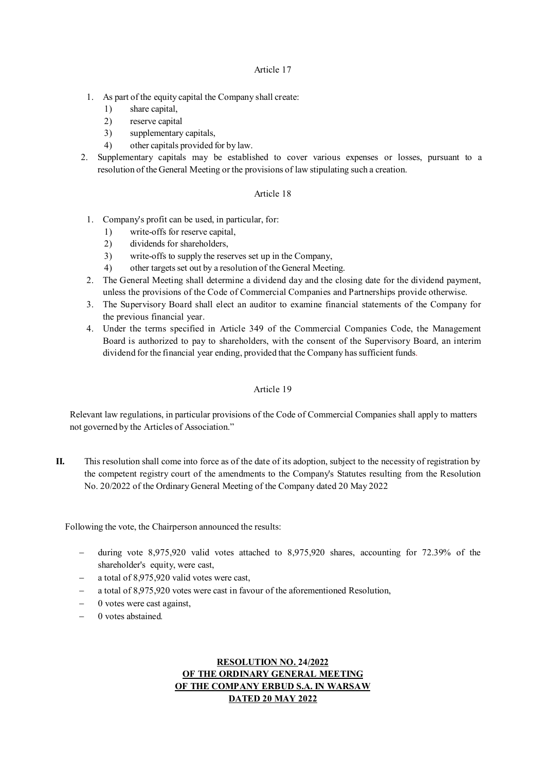Article 17

1. As part of the equity capital the Company shall create:
   1) share capital,
   2) reserve capital
   3) supplementary capitals,
   4) other capitals provided for by law.
2. Supplementary capitals may be established to cover various expenses or losses, pursuant to a resolution of the General Meeting or the provisions of law stipulating such a creation.

Article 18

1. Company's profit can be used, in particular, for:
   1) write-offs for reserve capital,
   2) dividends for shareholders,
   3) write-offs to supply the reserves set up in the Company,
   4) other targets set out by a resolution of the General Meeting.
2. The General Meeting shall determine a dividend day and the closing date for the dividend payment, unless the provisions of the Code of Commercial Companies and Partnerships provide otherwise.
3. The Supervisory Board shall elect an auditor to examine financial statements of the Company for the previous financial year.
4. Under the terms specified in Article 349 of the Commercial Companies Code, the Management Board is authorized to pay to shareholders, with the consent of the Supervisory Board, an interim dividend for the financial year ending, provided that the Company has sufficient funds.

Article 19

Relevant law regulations, in particular provisions of the Code of Commercial Companies shall apply to matters not governed by the Articles of Association."

**II.** This resolution shall come into force as of the date of its adoption, subject to the necessity of registration by the competent registry court of the amendments to the Company's Statutes resulting from the Resolution No. 20/2022 of the Ordinary General Meeting of the Company dated 20 May 2022

Following the vote, the Chairperson announced the results:

- during vote 8,975,920 valid votes attached to 8,975,920 shares, accounting for 72.39% of the shareholder's equity, were cast,
- a total of 8,975,920 valid votes were cast,
- a total of 8,975,920 votes were cast in favour of the aforementioned Resolution,
- 0 votes were cast against,
- 0 votes abstained.

**RESOLUTION NO. 24/2022**
**OF THE ORDINARY GENERAL MEETING**
**OF THE COMPANY ERBUD S.A. IN WARSAW**
**DATED 20 MAY 2022**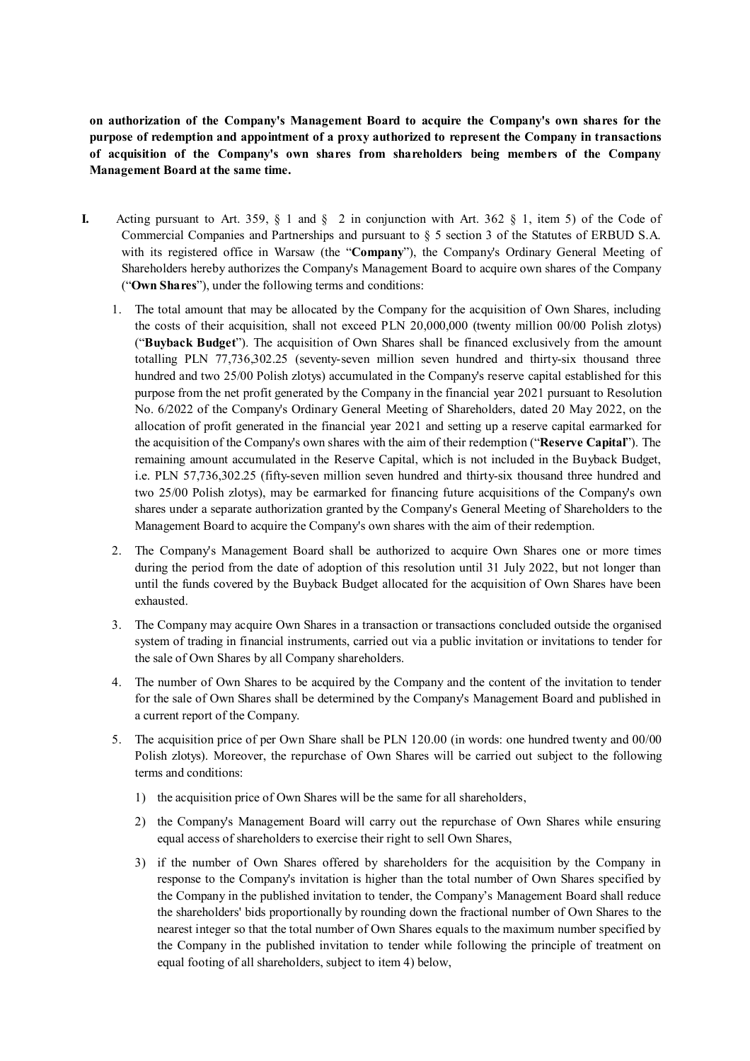**on authorization of the Company's Management Board to acquire the Company's own shares for the purpose of redemption and appointment of a proxy authorized to represent the Company in transactions of acquisition of the Company's own shares from shareholders being members of the Company Management Board at the same time.**

**I.** Acting pursuant to Art. 359, § 1 and § 2 in conjunction with Art. 362 § 1, item 5) of the Code of Commercial Companies and Partnerships and pursuant to § 5 section 3 of the Statutes of ERBUD S.A. with its registered office in Warsaw (the "**Company**"), the Company's Ordinary General Meeting of Shareholders hereby authorizes the Company's Management Board to acquire own shares of the Company ("**Own Shares**"), under the following terms and conditions:

1. The total amount that may be allocated by the Company for the acquisition of Own Shares, including the costs of their acquisition, shall not exceed PLN 20,000,000 (twenty million 00/00 Polish zlotys) ("**Buyback Budget**"). The acquisition of Own Shares shall be financed exclusively from the amount totalling PLN 77,736,302.25 (seventy-seven million seven hundred and thirty-six thousand three hundred and two 25/00 Polish zlotys) accumulated in the Company's reserve capital established for this purpose from the net profit generated by the Company in the financial year 2021 pursuant to Resolution No. 6/2022 of the Company's Ordinary General Meeting of Shareholders, dated 20 May 2022, on the allocation of profit generated in the financial year 2021 and setting up a reserve capital earmarked for the acquisition of the Company's own shares with the aim of their redemption ("**Reserve Capital**"). The remaining amount accumulated in the Reserve Capital, which is not included in the Buyback Budget, i.e. PLN 57,736,302.25 (fifty-seven million seven hundred and thirty-six thousand three hundred and two 25/00 Polish zlotys), may be earmarked for financing future acquisitions of the Company's own shares under a separate authorization granted by the Company's General Meeting of Shareholders to the Management Board to acquire the Company's own shares with the aim of their redemption.
2. The Company's Management Board shall be authorized to acquire Own Shares one or more times during the period from the date of adoption of this resolution until 31 July 2022, but not longer than until the funds covered by the Buyback Budget allocated for the acquisition of Own Shares have been exhausted.
3. The Company may acquire Own Shares in a transaction or transactions concluded outside the organised system of trading in financial instruments, carried out via a public invitation or invitations to tender for the sale of Own Shares by all Company shareholders.
4. The number of Own Shares to be acquired by the Company and the content of the invitation to tender for the sale of Own Shares shall be determined by the Company's Management Board and published in a current report of the Company.
5. The acquisition price of per Own Share shall be PLN 120.00 (in words: one hundred twenty and 00/00 Polish zlotys). Moreover, the repurchase of Own Shares will be carried out subject to the following terms and conditions:
   1) the acquisition price of Own Shares will be the same for all shareholders,
   2) the Company's Management Board will carry out the repurchase of Own Shares while ensuring equal access of shareholders to exercise their right to sell Own Shares,
   3) if the number of Own Shares offered by shareholders for the acquisition by the Company in response to the Company's invitation is higher than the total number of Own Shares specified by the Company in the published invitation to tender, the Company's Management Board shall reduce the shareholders' bids proportionally by rounding down the fractional number of Own Shares to the nearest integer so that the total number of Own Shares equals to the maximum number specified by the Company in the published invitation to tender while following the principle of treatment on equal footing of all shareholders, subject to item 4) below,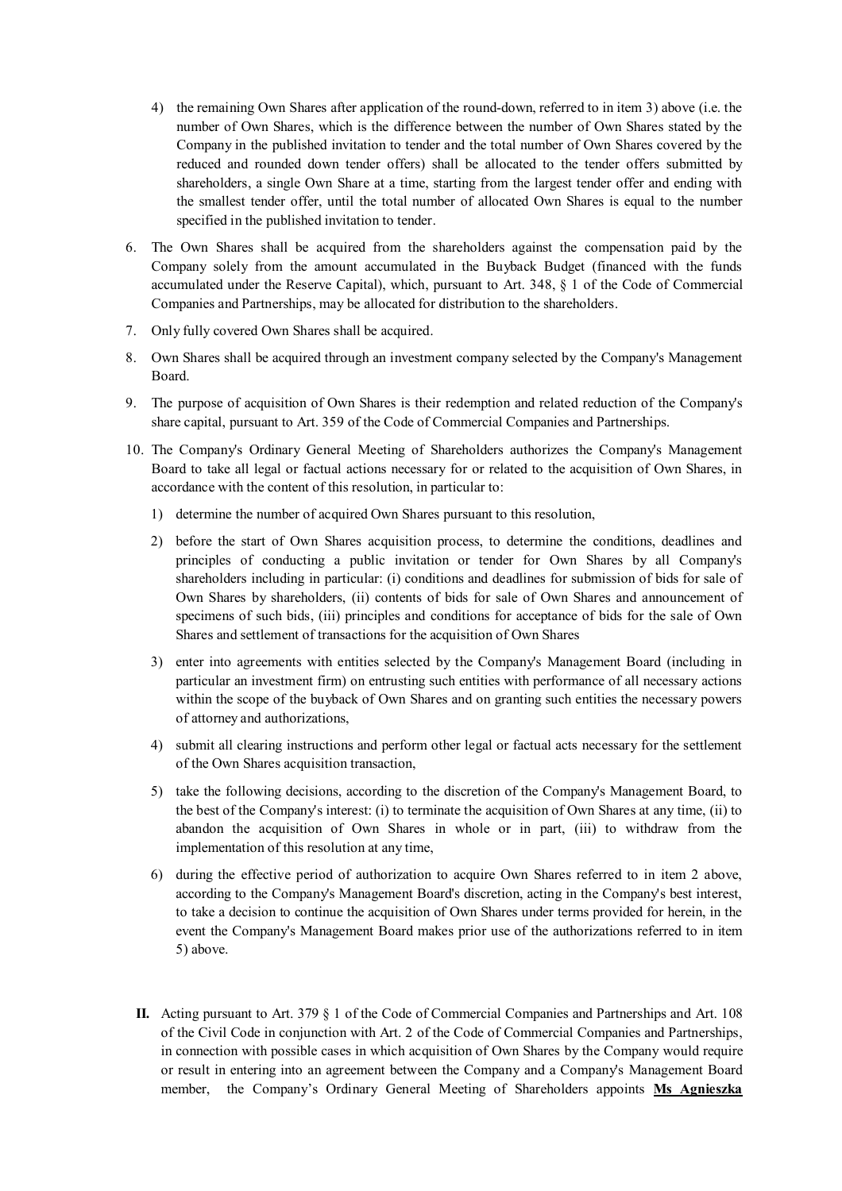4) the remaining Own Shares after application of the round-down, referred to in item 3) above (i.e. the number of Own Shares, which is the difference between the number of Own Shares stated by the Company in the published invitation to tender and the total number of Own Shares covered by the reduced and rounded down tender offers) shall be allocated to the tender offers submitted by shareholders, a single Own Share at a time, starting from the largest tender offer and ending with the smallest tender offer, until the total number of allocated Own Shares is equal to the number specified in the published invitation to tender.

6. The Own Shares shall be acquired from the shareholders against the compensation paid by the Company solely from the amount accumulated in the Buyback Budget (financed with the funds accumulated under the Reserve Capital), which, pursuant to Art. 348, § 1 of the Code of Commercial Companies and Partnerships, may be allocated for distribution to the shareholders.

7. Only fully covered Own Shares shall be acquired.

8. Own Shares shall be acquired through an investment company selected by the Company's Management Board.

9. The purpose of acquisition of Own Shares is their redemption and related reduction of the Company's share capital, pursuant to Art. 359 of the Code of Commercial Companies and Partnerships.

10. The Company's Ordinary General Meeting of Shareholders authorizes the Company's Management Board to take all legal or factual actions necessary for or related to the acquisition of Own Shares, in accordance with the content of this resolution, in particular to:

    1) determine the number of acquired Own Shares pursuant to this resolution,

    2) before the start of Own Shares acquisition process, to determine the conditions, deadlines and principles of conducting a public invitation or tender for Own Shares by all Company's shareholders including in particular: (i) conditions and deadlines for submission of bids for sale of Own Shares by shareholders, (ii) contents of bids for sale of Own Shares and announcement of specimens of such bids, (iii) principles and conditions for acceptance of bids for the sale of Own Shares and settlement of transactions for the acquisition of Own Shares

    3) enter into agreements with entities selected by the Company's Management Board (including in particular an investment firm) on entrusting such entities with performance of all necessary actions within the scope of the buyback of Own Shares and on granting such entities the necessary powers of attorney and authorizations,

    4) submit all clearing instructions and perform other legal or factual acts necessary for the settlement of the Own Shares acquisition transaction,

    5) take the following decisions, according to the discretion of the Company's Management Board, to the best of the Company's interest: (i) to terminate the acquisition of Own Shares at any time, (ii) to abandon the acquisition of Own Shares in whole or in part, (iii) to withdraw from the implementation of this resolution at any time,

    6) during the effective period of authorization to acquire Own Shares referred to in item 2 above, according to the Company's Management Board's discretion, acting in the Company's best interest, to take a decision to continue the acquisition of Own Shares under terms provided for herein, in the event the Company's Management Board makes prior use of the authorizations referred to in item 5) above.

**II.** Acting pursuant to Art. 379 § 1 of the Code of Commercial Companies and Partnerships and Art. 108 of the Civil Code in conjunction with Art. 2 of the Code of Commercial Companies and Partnerships, in connection with possible cases in which acquisition of Own Shares by the Company would require or result in entering into an agreement between the Company and a Company's Management Board member, the Company's Ordinary General Meeting of Shareholders appoints **Ms Agnieszka**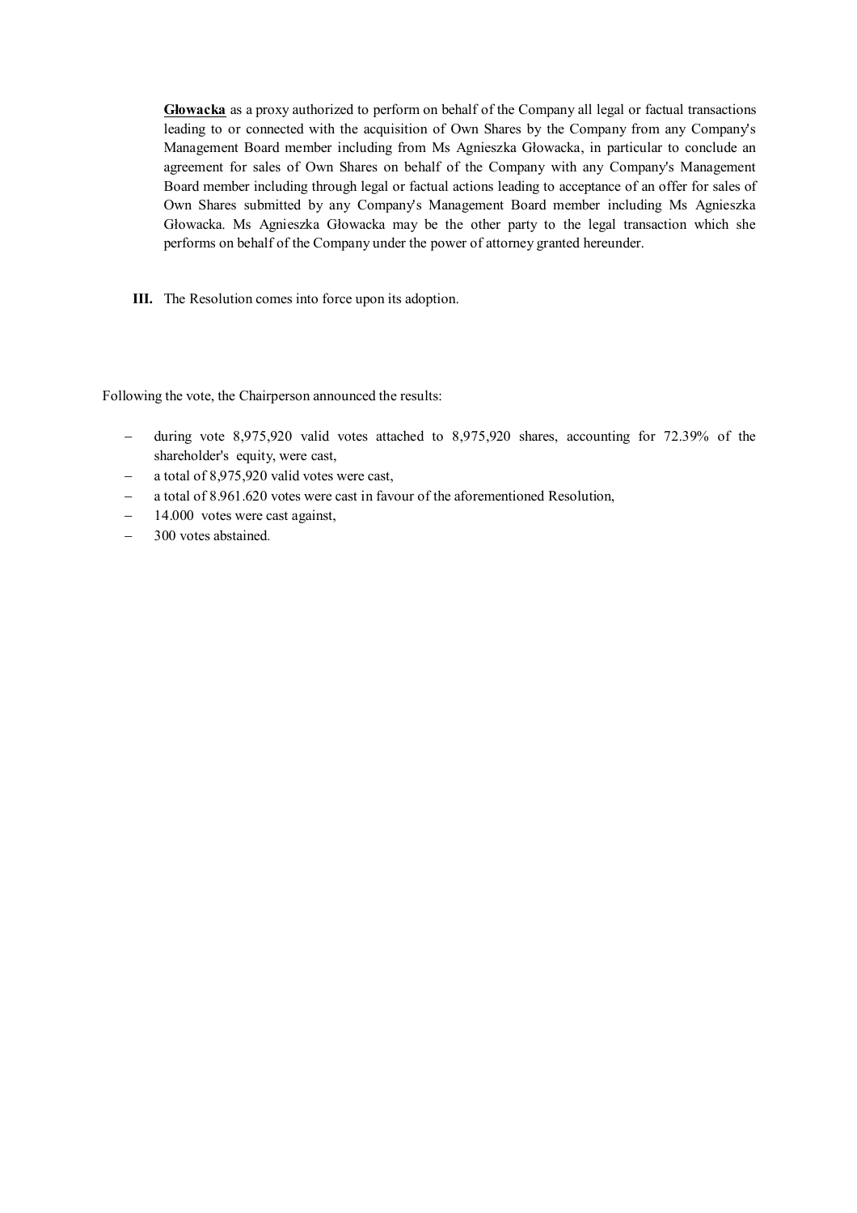**Głowacka** as a proxy authorized to perform on behalf of the Company all legal or factual transactions leading to or connected with the acquisition of Own Shares by the Company from any Company's Management Board member including from Ms Agnieszka Głowacka, in particular to conclude an agreement for sales of Own Shares on behalf of the Company with any Company's Management Board member including through legal or factual actions leading to acceptance of an offer for sales of Own Shares submitted by any Company's Management Board member including Ms Agnieszka Głowacka. Ms Agnieszka Głowacka may be the other party to the legal transaction which she performs on behalf of the Company under the power of attorney granted hereunder.

**III.** The Resolution comes into force upon its adoption.

Following the vote, the Chairperson announced the results:

- during vote 8,975,920 valid votes attached to 8,975,920 shares, accounting for 72.39% of the shareholder's equity, were cast,
- a total of 8,975,920 valid votes were cast,
- a total of 8.961.620 votes were cast in favour of the aforementioned Resolution,
- 14.000 votes were cast against,
- 300 votes abstained.